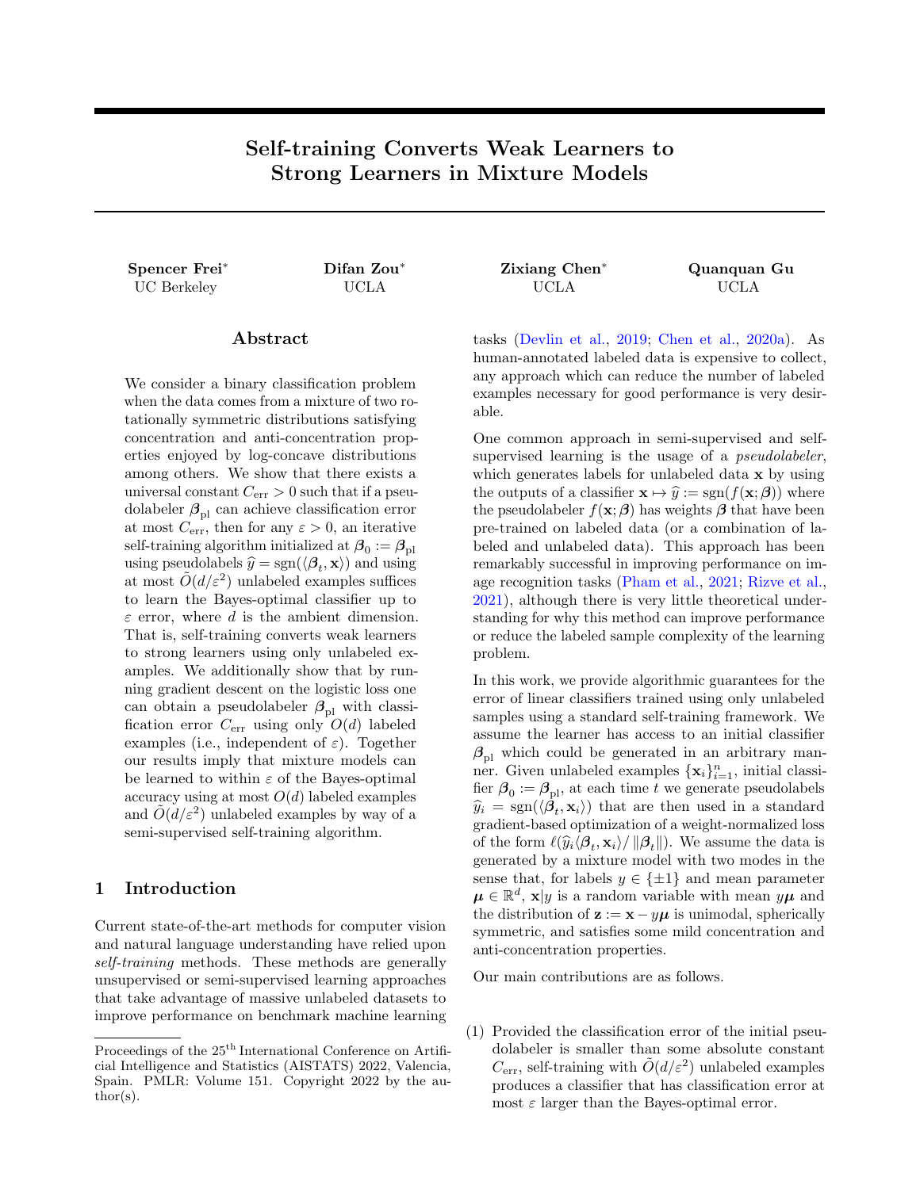# Self-training Converts Weak Learners to Strong Learners in Mixture Models

**Spencer Frei*** UC Berkeley

**Difan Zou*** UCLA

**Zixiang Chen*** UCLA

**Quanquan Gu** UCLA

## Abstract

We consider a binary classification problem when the data comes from a mixture of two rotationally symmetric distributions satisfying concentration and anti-concentration properties enjoyed by log-concave distributions among others. We show that there exists a universal constant $C_{\mathrm{err}} > 0$ such that if a pseudolabeler $\boldsymbol{\beta}_{\mathrm{pl}}$ can achieve classification error at most $C_{\mathrm{err}}$, then for any $\varepsilon > 0$, an iterative self-training algorithm initialized at $\boldsymbol{\beta}_0 := \boldsymbol{\beta}_{\mathrm{pl}}$ using pseudolabels $\hat{y} = \mathrm{sgn}(\langle \boldsymbol{\beta}_t, \mathbf{x}\rangle)$ and using at most $\tilde{O}(d/\varepsilon^2)$ unlabeled examples suffices to learn the Bayes-optimal classifier up to $\varepsilon$ error, where $d$ is the ambient dimension. That is, self-training converts weak learners to strong learners using only unlabeled examples. We additionally show that by running gradient descent on the logistic loss one can obtain a pseudolabeler $\boldsymbol{\beta}_{\mathrm{pl}}$ with classification error $C_{\mathrm{err}}$ using only $O(d)$ labeled examples (i.e., independent of $\varepsilon$). Together our results imply that mixture models can be learned to within $\varepsilon$ of the Bayes-optimal accuracy using at most $O(d)$ labeled examples and $\tilde{O}(d/\varepsilon^2)$ unlabeled examples by way of a semi-supervised self-training algorithm.

## 1 Introduction

Current state-of-the-art methods for computer vision and natural language understanding have relied upon *self-training* methods. These methods are generally unsupervised or semi-supervised learning approaches that take advantage of massive unlabeled datasets to improve performance on benchmark machine learning tasks (Devlin et al., 2019; Chen et al., 2020a). As human-annotated labeled data is expensive to collect, any approach which can reduce the number of labeled examples necessary for good performance is very desirable.

One common approach in semi-supervised and self-supervised learning is the usage of a *pseudolabeler*, which generates labels for unlabeled data $\mathbf{x}$ by using the outputs of a classifier $\mathbf{x} \mapsto \hat{y} := \mathrm{sgn}(f(\mathbf{x}; \boldsymbol{\beta}))$ where the pseudolabeler $f(\mathbf{x}; \boldsymbol{\beta})$ has weights $\boldsymbol{\beta}$ that have been pre-trained on labeled data (or a combination of labeled and unlabeled data). This approach has been remarkably successful in improving performance on image recognition tasks (Pham et al., 2021; Rizve et al., 2021), although there is very little theoretical understanding for why this method can improve performance or reduce the labeled sample complexity of the learning problem.

In this work, we provide algorithmic guarantees for the error of linear classifiers trained using only unlabeled samples using a standard self-training framework. We assume the learner has access to an initial classifier $\boldsymbol{\beta}_{\mathrm{pl}}$ which could be generated in an arbitrary manner. Given unlabeled examples $\{\mathbf{x}_i\}_{i=1}^n$, initial classifier $\boldsymbol{\beta}_0 := \boldsymbol{\beta}_{\mathrm{pl}}$, at each time $t$ we generate pseudolabels $\hat{y}_i = \mathrm{sgn}(\langle \boldsymbol{\beta}_t, \mathbf{x}_i\rangle)$ that are then used in a standard gradient-based optimization of a weight-normalized loss of the form $\ell(\hat{y}_i \langle \boldsymbol{\beta}_t, \mathbf{x}_i\rangle / \|\boldsymbol{\beta}_t\|)$. We assume the data is generated by a mixture model with two modes in the sense that, for labels $y \in \{\pm 1\}$ and mean parameter $\boldsymbol{\mu} \in \mathbb{R}^d$, $\mathbf{x}|y$ is a random variable with mean $y\boldsymbol{\mu}$ and the distribution of $\mathbf{z} := \mathbf{x} - y\boldsymbol{\mu}$ is unimodal, spherically symmetric, and satisfies some mild concentration and anti-concentration properties.

Our main contributions are as follows.

(1) Provided the classification error of the initial pseudolabeler is smaller than some absolute constant $C_{\mathrm{err}}$, self-training with $\tilde{O}(d/\varepsilon^2)$ unlabeled examples produces a classifier that has classification error at most $\varepsilon$ larger than the Bayes-optimal error.

Proceedings of the 25[th] International Conference on Artificial Intelligence and Statistics (AISTATS) 2022, Valencia, Spain. PMLR: Volume 151. Copyright 2022 by the author(s).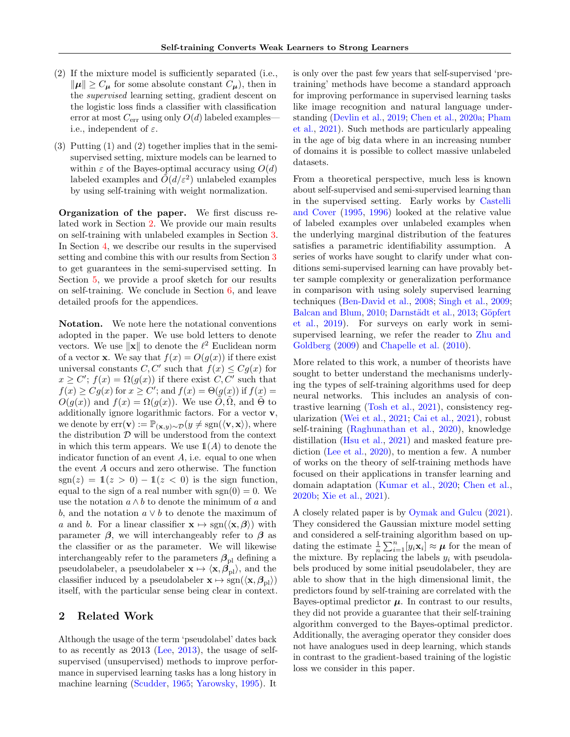(2) If the mixture model is sufficiently separated (i.e., $\|\boldsymbol{\mu}\| \geq C_{\boldsymbol{\mu}}$ for some absolute constant $C_{\boldsymbol{\mu}}$), then in the *supervised* learning setting, gradient descent on the logistic loss finds a classifier with classification error at most $C_{\mathrm{err}}$ using only $O(d)$ labeled examples—i.e., independent of $\varepsilon$.

(3) Putting (1) and (2) together implies that in the semi-supervised setting, mixture models can be learned to within $\varepsilon$ of the Bayes-optimal accuracy using $O(d)$ labeled examples and $\tilde{O}(d/\varepsilon^2)$ unlabeled examples by using self-training with weight normalization.

**Organization of the paper.** We first discuss related work in Section 2. We provide our main results on self-training with unlabeled examples in Section 3. In Section 4, we describe our results in the supervised setting and combine this with our results from Section 3 to get guarantees in the semi-supervised setting. In Section 5, we provide a proof sketch for our results on self-training. We conclude in Section 6, and leave detailed proofs for the appendices.

**Notation.** We note here the notational conventions adopted in the paper. We use bold letters to denote vectors. We use $\|\mathbf{x}\|$ to denote the $\ell^2$ Euclidean norm of a vector $\mathbf{x}$. We say that $f(x) = O(g(x))$ if there exist universal constants $C, C'$ such that $f(x) \leq Cg(x)$ for $x \geq C'$; $f(x) = \Omega(g(x))$ if there exist $C, C'$ such that $f(x) \geq Cg(x)$ for $x \geq C'$; and $f(x) = \Theta(g(x))$ if $f(x) = O(g(x))$ and $f(x) = \Omega(g(x))$. We use $\tilde{O}, \tilde{\Omega}$, and $\tilde{\Theta}$ to additionally ignore logarithmic factors. For a vector $\mathbf{v}$, we denote by $\mathrm{err}(\mathbf{v}) := \mathbb{P}_{(\mathbf{x},y)\sim\mathcal{D}}(y \neq \mathrm{sgn}(\langle \mathbf{v}, \mathbf{x}\rangle)$, where the distribution $\mathcal{D}$ will be understood from the context in which this term appears. We use $\mathbb{1}(A)$ to denote the indicator function of an event $A$, i.e. equal to one when the event $A$ occurs and zero otherwise. The function $\mathrm{sgn}(z) = \mathbb{1}(z > 0) - \mathbb{1}(z < 0)$ is the sign function, equal to the sign of a real number with $\mathrm{sgn}(0) = 0$. We use the notation $a \wedge b$ to denote the minimum of $a$ and $b$, and the notation $a \vee b$ to denote the maximum of $a$ and $b$. For a linear classifier $\mathbf{x} \mapsto \mathrm{sgn}(\langle \mathbf{x}, \boldsymbol{\beta}\rangle)$ with parameter $\boldsymbol{\beta}$, we will interchangeably refer to $\boldsymbol{\beta}$ as the classifier or as the parameter. We will likewise interchangeably refer to the parameters $\boldsymbol{\beta}_{\mathrm{pl}}$ defining a pseudolabeler, a pseudolabeler $\mathbf{x} \mapsto \langle \mathbf{x}, \boldsymbol{\beta}_{\mathrm{pl}}\rangle$, and the classifier induced by a pseudolabeler $\mathbf{x} \mapsto \mathrm{sgn}(\langle \mathbf{x}, \boldsymbol{\beta}_{\mathrm{pl}}\rangle)$ itself, with the particular sense being clear in context.

## 2 Related Work

Although the usage of the term 'pseudolabel' dates back to as recently as 2013 (Lee, 2013), the usage of self-supervised (unsupervised) methods to improve performance in supervised learning tasks has a long history in machine learning (Scudder, 1965; Yarowsky, 1995). It is only over the past few years that self-supervised 'pre-training' methods have become a standard approach for improving performance in supervised learning tasks like image recognition and natural language understanding (Devlin et al., 2019; Chen et al., 2020a; Pham et al., 2021). Such methods are particularly appealing in the age of big data where in an increasing number of domains it is possible to collect massive unlabeled datasets.

From a theoretical perspective, much less is known about self-supervised and semi-supervised learning than in the supervised setting. Early works by Castelli and Cover (1995, 1996) looked at the relative value of labeled examples over unlabeled examples when the underlying marginal distribution of the features satisfies a parametric identifiability assumption. A series of works have sought to clarify under what conditions semi-supervised learning can have provably better sample complexity or generalization performance in comparison with using solely supervised learning techniques (Ben-David et al., 2008; Singh et al., 2009; Balcan and Blum, 2010; Darnstädt et al., 2013; Göpfert et al., 2019). For surveys on early work in semi-supervised learning, we refer the reader to Zhu and Goldberg (2009) and Chapelle et al. (2010).

More related to this work, a number of theorists have sought to better understand the mechanisms underlying the types of self-training algorithms used for deep neural networks. This includes an analysis of contrastive learning (Tosh et al., 2021), consistency regularization (Wei et al., 2021; Cai et al., 2021), robust self-training (Raghunathan et al., 2020), knowledge distillation (Hsu et al., 2021) and masked feature prediction (Lee et al., 2020), to mention a few. A number of works on the theory of self-training methods have focused on their applications in transfer learning and domain adaptation (Kumar et al., 2020; Chen et al., 2020b; Xie et al., 2021).

A closely related paper is by Oymak and Gulcu (2021). They considered the Gaussian mixture model setting and considered a self-training algorithm based on updating the estimate $\frac{1}{n}\sum_{i=1}^n [y_i \mathbf{x}_i] \approx \boldsymbol{\mu}$ for the mean of the mixture. By replacing the labels $y_i$ with pseudolabels produced by some initial pseudolabeler, they are able to show that in the high dimensional limit, the predictors found by self-training are correlated with the Bayes-optimal predictor $\boldsymbol{\mu}$. In contrast to our results, they did not provide a guarantee that their self-training algorithm converged to the Bayes-optimal predictor. Additionally, the averaging operator they consider does not have analogues used in deep learning, which stands in contrast to the gradient-based training of the logistic loss we consider in this paper.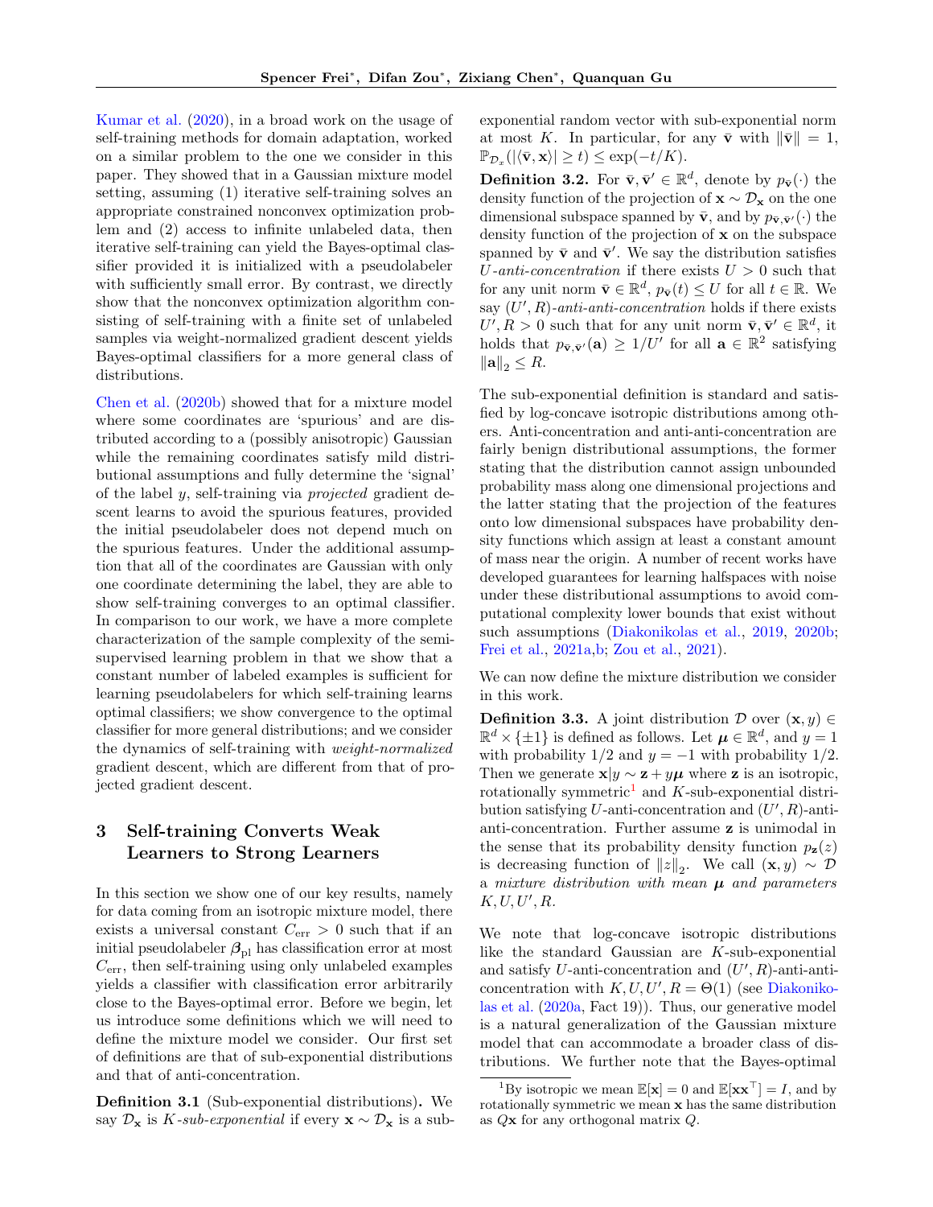Kumar et al. (2020), in a broad work on the usage of self-training methods for domain adaptation, worked on a similar problem to the one we consider in this paper. They showed that in a Gaussian mixture model setting, assuming (1) iterative self-training solves an appropriate constrained nonconvex optimization problem and (2) access to infinite unlabeled data, then iterative self-training can yield the Bayes-optimal classifier provided it is initialized with a pseudolabeler with sufficiently small error. By contrast, we directly show that the nonconvex optimization algorithm consisting of self-training with a finite set of unlabeled samples via weight-normalized gradient descent yields Bayes-optimal classifiers for a more general class of distributions.

Chen et al. (2020b) showed that for a mixture model where some coordinates are 'spurious' and are distributed according to a (possibly anisotropic) Gaussian while the remaining coordinates satisfy mild distributional assumptions and fully determine the 'signal' of the label $y$, self-training via *projected* gradient descent learns to avoid the spurious features, provided the initial pseudolabeler does not depend much on the spurious features. Under the additional assumption that all of the coordinates are Gaussian with only one coordinate determining the label, they are able to show self-training converges to an optimal classifier. In comparison to our work, we have a more complete characterization of the sample complexity of the semi-supervised learning problem in that we show that a constant number of labeled examples is sufficient for learning pseudolabelers for which self-training learns optimal classifiers; we show convergence to the optimal classifier for more general distributions; and we consider the dynamics of self-training with *weight-normalized* gradient descent, which are different from that of projected gradient descent.

## 3 Self-training Converts Weak Learners to Strong Learners

In this section we show one of our key results, namely for data coming from an isotropic mixture model, there exists a universal constant $C_{\mathrm{err}} > 0$ such that if an initial pseudolabeler $\boldsymbol{\beta}_{\mathrm{pl}}$ has classification error at most $C_{\mathrm{err}}$, then self-training using only unlabeled examples yields a classifier with classification error arbitrarily close to the Bayes-optimal error. Before we begin, let us introduce some definitions which we will need to define the mixture model we consider. Our first set of definitions are that of sub-exponential distributions and that of anti-concentration.

**Definition 3.1** (Sub-exponential distributions). We say $\mathcal{D}_{\mathbf{x}}$ is $K$*-sub-exponential* if every $\mathbf{x} \sim \mathcal{D}_{\mathbf{x}}$ is a sub-exponential random vector with sub-exponential norm at most $K$. In particular, for any $\bar{\mathbf{v}}$ with $\|\bar{\mathbf{v}}\| = 1$, $\mathbb{P}_{\mathcal{D}_x}(|\langle \bar{\mathbf{v}}, \mathbf{x}\rangle| \geq t) \leq \exp(-t/K)$.

**Definition 3.2.** For $\bar{\mathbf{v}}, \bar{\mathbf{v}}' \in \mathbb{R}^d$, denote by $p_{\bar{\mathbf{v}}}(\cdot)$ the density function of the projection of $\mathbf{x} \sim \mathcal{D}_{\mathbf{x}}$ on the one dimensional subspace spanned by $\bar{\mathbf{v}}$, and by $p_{\bar{\mathbf{v}}, \bar{\mathbf{v}}'}(\cdot)$ the density function of the projection of $\mathbf{x}$ on the subspace spanned by $\bar{\mathbf{v}}$ and $\bar{\mathbf{v}}'$. We say the distribution satisfies $U$*-anti-concentration* if there exists $U > 0$ such that for any unit norm $\bar{\mathbf{v}} \in \mathbb{R}^d$, $p_{\bar{\mathbf{v}}}(t) \leq U$ for all $t \in \mathbb{R}$. We say $(U', R)$*-anti-anti-concentration* holds if there exists $U', R > 0$ such that for any unit norm $\bar{\mathbf{v}}, \bar{\mathbf{v}}' \in \mathbb{R}^d$, it holds that $p_{\bar{\mathbf{v}}, \bar{\mathbf{v}}'}(\mathbf{a}) \geq 1/U'$ for all $\mathbf{a} \in \mathbb{R}^2$ satisfying $\|\mathbf{a}\|_2 \leq R$.

The sub-exponential definition is standard and satisfied by log-concave isotropic distributions among others. Anti-concentration and anti-anti-concentration are fairly benign distributional assumptions, the former stating that the distribution cannot assign unbounded probability mass along one dimensional projections and the latter stating that the projection of the features onto low dimensional subspaces have probability density functions which assign at least a constant amount of mass near the origin. A number of recent works have developed guarantees for learning halfspaces with noise under these distributional assumptions to avoid computational complexity lower bounds that exist without such assumptions (Diakonikolas et al., 2019, 2020b; Frei et al., 2021a,b; Zou et al., 2021).

We can now define the mixture distribution we consider in this work.

**Definition 3.3.** A joint distribution $\mathcal{D}$ over $(\mathbf{x}, y) \in \mathbb{R}^d \times \{\pm 1\}$ is defined as follows. Let $\boldsymbol{\mu} \in \mathbb{R}^d$, and $y = 1$ with probability $1/2$ and $y = -1$ with probability $1/2$. Then we generate $\mathbf{x}|y \sim \mathbf{z} + y\boldsymbol{\mu}$ where $\mathbf{z}$ is an isotropic, rotationally symmetric[1] and $K$-sub-exponential distribution satisfying $U$-anti-concentration and $(U', R)$-anti-anti-concentration. Further assume $\mathbf{z}$ is unimodal in the sense that its probability density function $p_{\mathbf{z}}(z)$ is decreasing function of $\|z\|_2$. We call $(\mathbf{x}, y) \sim \mathcal{D}$ a *mixture distribution with mean* $\boldsymbol{\mu}$ *and parameters* $K, U, U', R$.

We note that log-concave isotropic distributions like the standard Gaussian are $K$-sub-exponential and satisfy $U$-anti-concentration and $(U', R)$-anti-anti-concentration with $K, U, U', R = \Theta(1)$ (see Diakonikolas et al. (2020a, Fact 19)). Thus, our generative model is a natural generalization of the Gaussian mixture model that can accommodate a broader class of distributions. We further note that the Bayes-optimal

[1]By isotropic we mean $\mathbb{E}[\mathbf{x}] = 0$ and $\mathbb{E}[\mathbf{x}\mathbf{x}^\top] = I$, and by rotationally symmetric we mean $\mathbf{x}$ has the same distribution as $Q\mathbf{x}$ for any orthogonal matrix $Q$.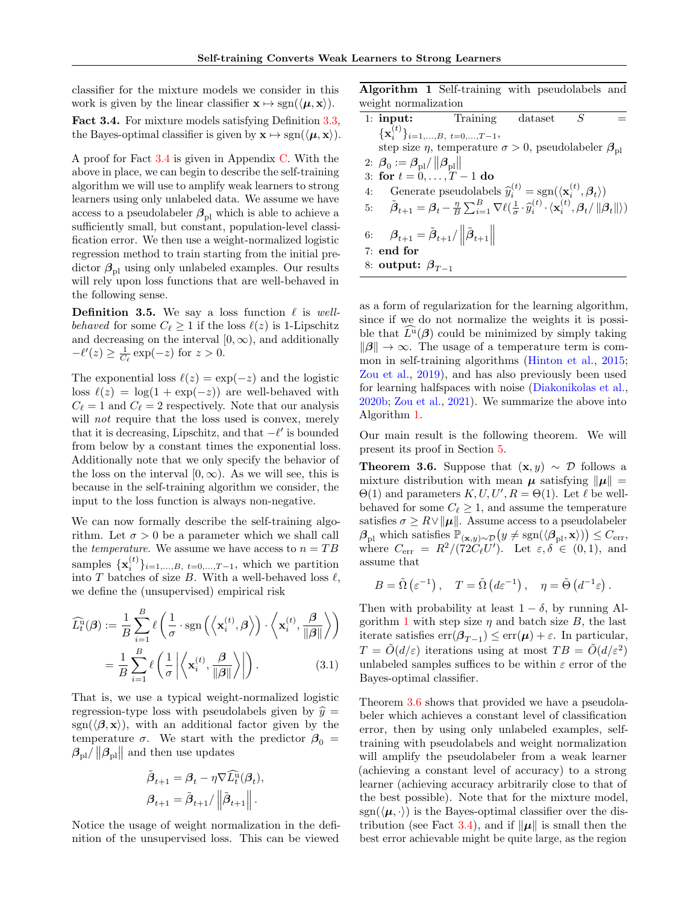classifier for the mixture models we consider in this work is given by the linear classifier $\mathbf{x} \mapsto \operatorname{sgn}(\langle \boldsymbol{\mu}, \mathbf{x}\rangle)$.

**Fact 3.4.** For mixture models satisfying Definition 3.3, the Bayes-optimal classifier is given by $\mathbf{x} \mapsto \operatorname{sgn}(\langle \boldsymbol{\mu}, \mathbf{x}\rangle)$.

A proof for Fact 3.4 is given in Appendix C. With the above in place, we can begin to describe the self-training algorithm we will use to amplify weak learners to strong learners using only unlabeled data. We assume we have access to a pseudolabeler $\boldsymbol{\beta}_{\mathrm{pl}}$ which is able to achieve a sufficiently small, but constant, population-level classification error. We then use a weight-normalized logistic regression method to train starting from the initial predictor $\boldsymbol{\beta}_{\mathrm{pl}}$ using only unlabeled examples. Our results will rely upon loss functions that are well-behaved in the following sense.

**Definition 3.5.** We say a loss function $\ell$ is *well-behaved* for some $C_\ell \geq 1$ if the loss $\ell(z)$ is 1-Lipschitz and decreasing on the interval $[0, \infty)$, and additionally $-\ell'(z) \geq \frac{1}{C_\ell}\exp(-z)$ for $z > 0$.

The exponential loss $\ell(z) = \exp(-z)$ and the logistic loss $\ell(z) = \log(1 + \exp(-z))$ are well-behaved with $C_\ell = 1$ and $C_\ell = 2$ respectively. Note that our analysis will *not* require that the loss used is convex, merely that it is decreasing, Lipschitz, and that $-\ell'$ is bounded from below by a constant times the exponential loss. Additionally note that we only specify the behavior of the loss on the interval $[0, \infty)$. As we will see, this is because in the self-training algorithm we consider, the input to the loss function is always non-negative.

We can now formally describe the self-training algorithm. Let $\sigma > 0$ be a parameter which we shall call the *temperature*. We assume we have access to $n = TB$ samples $\{\mathbf{x}_i^{(t)}\}_{i=1,\ldots,B,\ t=0,\ldots,T-1}$, which we partition into $T$ batches of size $B$. With a well-behaved loss $\ell$, we define the (unsupervised) empirical risk

$$
\begin{aligned}
\widehat{L}_t^{\mathrm{u}}(\boldsymbol{\beta}) &:= \frac{1}{B}\sum_{i=1}^{B} \ell\left(\frac{1}{\sigma}\cdot \operatorname{sgn}\left(\left\langle \mathbf{x}_i^{(t)}, \boldsymbol{\beta}\right\rangle\right)\cdot \left\langle \mathbf{x}_i^{(t)}, \frac{\boldsymbol{\beta}}{\|\boldsymbol{\beta}\|}\right\rangle\right) \\
&= \frac{1}{B}\sum_{i=1}^{B} \ell\left(\frac{1}{\sigma}\left|\left\langle \mathbf{x}_i^{(t)}, \frac{\boldsymbol{\beta}}{\|\boldsymbol{\beta}\|}\right\rangle\right|\right). \qquad (3.1)
\end{aligned}
$$

That is, we use a typical weight-normalized logistic regression-type loss with pseudolabels given by $\widehat{y} = \operatorname{sgn}(\langle \boldsymbol{\beta}, \mathbf{x}\rangle)$, with an additional factor given by the temperature $\sigma$. We start with the predictor $\boldsymbol{\beta}_0 = \boldsymbol{\beta}_{\mathrm{pl}} / \|\boldsymbol{\beta}_{\mathrm{pl}}\|$ and then use updates

$$
\tilde{\boldsymbol{\beta}}_{t+1} = \boldsymbol{\beta}_t - \eta \nabla \widehat{L}_t^{\mathrm{u}}(\boldsymbol{\beta}_t),
$$
$$
\boldsymbol{\beta}_{t+1} = \tilde{\boldsymbol{\beta}}_{t+1} / \left\|\tilde{\boldsymbol{\beta}}_{t+1}\right\|.
$$

Notice the usage of weight normalization in the definition of the unsupervised loss. This can be viewed as a form of regularization for the learning algorithm, since if we do not normalize the weights it is possible that $\widehat{L}^{\mathrm{u}}(\boldsymbol{\beta})$ could be minimized by simply taking $\|\boldsymbol{\beta}\| \to \infty$. The usage of a temperature term is common in self-training algorithms (Hinton et al., 2015; Zou et al., 2019), and has also previously been used for learning halfspaces with noise (Diakonikolas et al., 2020b; Zou et al., 2021). We summarize the above into Algorithm 1.

**Algorithm 1** Self-training with pseudolabels and weight normalization

1: **input:** Training dataset $S = \{\mathbf{x}_i^{(t)}\}_{i=1,\ldots,B,\ t=0,\ldots,T-1}$, step size $\eta$, temperature $\sigma > 0$, pseudolabeler $\boldsymbol{\beta}_{\mathrm{pl}}$
2: $\boldsymbol{\beta}_0 := \boldsymbol{\beta}_{\mathrm{pl}} / \|\boldsymbol{\beta}_{\mathrm{pl}}\|$
3: **for** $t = 0, \ldots, T-1$ **do**
4: Generate pseudolabels $\widehat{y}_i^{(t)} = \operatorname{sgn}(\langle \mathbf{x}_i^{(t)}, \boldsymbol{\beta}_t\rangle)$
5: $\tilde{\boldsymbol{\beta}}_{t+1} = \boldsymbol{\beta}_t - \frac{\eta}{B}\sum_{i=1}^{B} \nabla \ell(\frac{1}{\sigma}\cdot \widehat{y}_i^{(t)} \cdot \langle \mathbf{x}_i^{(t)}, \boldsymbol{\beta}_t / \|\boldsymbol{\beta}_t\|\rangle)$
6: $\boldsymbol{\beta}_{t+1} = \tilde{\boldsymbol{\beta}}_{t+1} / \left\|\tilde{\boldsymbol{\beta}}_{t+1}\right\|$
7: **end for**
8: **output:** $\boldsymbol{\beta}_{T-1}$

Our main result is the following theorem. We will present its proof in Section 5.

**Theorem 3.6.** Suppose that $(\mathbf{x}, y) \sim \mathcal{D}$ follows a mixture distribution with mean $\boldsymbol{\mu}$ satisfying $\|\boldsymbol{\mu}\| = \Theta(1)$ and parameters $K, U, U', R = \Theta(1)$. Let $\ell$ be well-behaved for some $C_\ell \geq 1$, and assume the temperature satisfies $\sigma \geq R \vee \|\boldsymbol{\mu}\|$. Assume access to a pseudolabeler $\boldsymbol{\beta}_{\mathrm{pl}}$ which satisfies $\mathbb{P}_{(\mathbf{x},y)\sim\mathcal{D}}\big(y \neq \operatorname{sgn}(\langle \boldsymbol{\beta}_{\mathrm{pl}}, \mathbf{x}\rangle)\big) \leq C_{\mathrm{err}}$, where $C_{\mathrm{err}} = R^2/(72 C_\ell U')$. Let $\varepsilon, \delta \in (0,1)$, and assume that

$$
B = \tilde{\Omega}\left(\varepsilon^{-1}\right), \quad T = \tilde{\Omega}\left(d\varepsilon^{-1}\right), \quad \eta = \tilde{\Theta}\left(d^{-1}\varepsilon\right).
$$

Then with probability at least $1 - \delta$, by running Algorithm 1 with step size $\eta$ and batch size $B$, the last iterate satisfies $\mathrm{err}(\boldsymbol{\beta}_{T-1}) \leq \mathrm{err}(\boldsymbol{\mu}) + \varepsilon$. In particular, $T = \tilde{O}(d/\varepsilon)$ iterations using at most $TB = \tilde{O}(d/\varepsilon^2)$ unlabeled samples suffices to be within $\varepsilon$ error of the Bayes-optimal classifier.

Theorem 3.6 shows that provided we have a pseudolabeler which achieves a constant level of classification error, then by using only unlabeled examples, self-training with pseudolabels and weight normalization will amplify the pseudolabeler from a weak learner (achieving a constant level of accuracy) to a strong learner (achieving accuracy arbitrarily close to that of the best possible). Note that for the mixture model, $\operatorname{sgn}(\langle \boldsymbol{\mu}, \cdot\rangle)$ is the Bayes-optimal classifier over the distribution (see Fact 3.4), and if $\|\boldsymbol{\mu}\|$ is small then the best error achievable might be quite large, as the region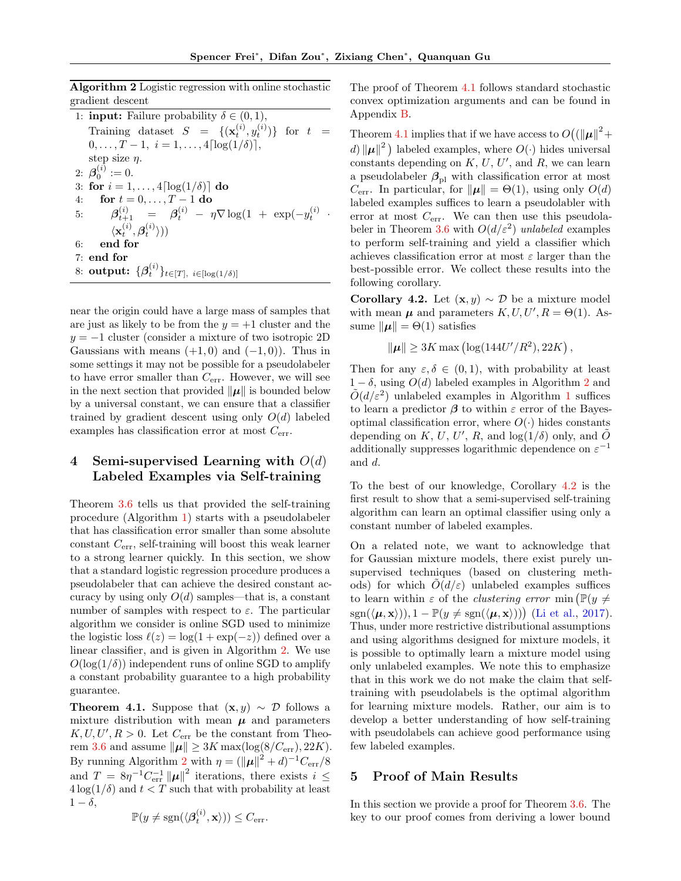**Algorithm 2** Logistic regression with online stochastic gradient descent

1: **input:** Failure probability $\delta \in (0,1)$, Training dataset $S = \{(\mathbf{x}_t^{(i)}, y_t^{(i)})\}$ for $t = 0, \dots, T-1$, $i = 1, \dots, 4\lceil \log(1/\delta) \rceil$, step size $\eta$.
2: $\boldsymbol{\beta}_0^{(i)} := 0$.
3: **for** $i = 1, \dots, 4\lceil \log(1/\delta) \rceil$ **do**
4: &nbsp;&nbsp;&nbsp;&nbsp;**for** $t = 0, \dots, T-1$ **do**
5: &nbsp;&nbsp;&nbsp;&nbsp;&nbsp;&nbsp;&nbsp;&nbsp;$\boldsymbol{\beta}_{t+1}^{(i)} = \boldsymbol{\beta}_t^{(i)} - \eta \nabla \log(1 + \exp(-y_t^{(i)} \cdot \langle \mathbf{x}_t^{(i)}, \boldsymbol{\beta}_t^{(i)} \rangle))$
6: &nbsp;&nbsp;&nbsp;&nbsp;**end for**
7: **end for**
8: **output:** $\{\boldsymbol{\beta}_t^{(i)}\}_{t \in [T],\ i \in [\log(1/\delta)]}$

near the origin could have a large mass of samples that are just as likely to be from the $y = +1$ cluster and the $y = -1$ cluster (consider a mixture of two isotropic 2D Gaussians with means $(+1, 0)$ and $(-1, 0)$). Thus in some settings it may not be possible for a pseudolabeler to have error smaller than $C_{\text{err}}$. However, we will see in the next section that provided $\|\boldsymbol{\mu}\|$ is bounded below by a universal constant, we can ensure that a classifier trained by gradient descent using only $O(d)$ labeled examples has classification error at most $C_{\text{err}}$.

## 4 Semi-supervised Learning with $O(d)$ Labeled Examples via Self-training

Theorem 3.6 tells us that provided the self-training procedure (Algorithm 1) starts with a pseudolabeler that has classification error smaller than some absolute constant $C_{\text{err}}$, self-training will boost this weak learner to a strong learner quickly. In this section, we show that a standard logistic regression procedure produces a pseudolabeler that can achieve the desired constant accuracy by using only $O(d)$ samples—that is, a constant number of samples with respect to $\varepsilon$. The particular algorithm we consider is online SGD used to minimize the logistic loss $\ell(z) = \log(1 + \exp(-z))$ defined over a linear classifier, and is given in Algorithm 2. We use $O(\log(1/\delta))$ independent runs of online SGD to amplify a constant probability guarantee to a high probability guarantee.

**Theorem 4.1.** Suppose that $(\mathbf{x}, y) \sim \mathcal{D}$ follows a mixture distribution with mean $\boldsymbol{\mu}$ and parameters $K, U, U', R > 0$. Let $C_{\text{err}}$ be the constant from Theorem 3.6 and assume $\|\boldsymbol{\mu}\| \geq 3K \max(\log(8/C_{\text{err}}), 22K)$. By running Algorithm 2 with $\eta = (\|\boldsymbol{\mu}\|^2 + d)^{-1} C_{\text{err}}/8$ and $T = 8\eta^{-1} C_{\text{err}}^{-1} \|\boldsymbol{\mu}\|^2$ iterations, there exists $i \leq 4\log(1/\delta)$ and $t < T$ such that with probability at least $1 - \delta$,

$$\mathbb{P}(y \neq \operatorname{sgn}(\langle \boldsymbol{\beta}_t^{(i)}, \mathbf{x} \rangle)) \leq C_{\text{err}}.$$

The proof of Theorem 4.1 follows standard stochastic convex optimization arguments and can be found in Appendix B.

Theorem 4.1 implies that if we have access to $O\big((\|\boldsymbol{\mu}\|^2 + d)\|\boldsymbol{\mu}\|^2\big)$ labeled examples, where $O(\cdot)$ hides universal constants depending on $K$, $U$, $U'$, and $R$, we can learn a pseudolabeler $\boldsymbol{\beta}_{\text{pl}}$ with classification error at most $C_{\text{err}}$. In particular, for $\|\boldsymbol{\mu}\| = \Theta(1)$, using only $O(d)$ labeled examples suffices to learn a pseudolabeler with error at most $C_{\text{err}}$. We can then use this pseudolabeler in Theorem 3.6 with $O(d/\varepsilon^2)$ *unlabeled* examples to perform self-training and yield a classifier which achieves classification error at most $\varepsilon$ larger than the best-possible error. We collect these results into the following corollary.

**Corollary 4.2.** Let $(\mathbf{x}, y) \sim \mathcal{D}$ be a mixture model with mean $\boldsymbol{\mu}$ and parameters $K, U, U', R = \Theta(1)$. Assume $\|\boldsymbol{\mu}\| = \Theta(1)$ satisfies

$$\|\boldsymbol{\mu}\| \geq 3K \max\big(\log(144U'/R^2), 22K\big),$$

Then for any $\varepsilon, \delta \in (0,1)$, with probability at least $1 - \delta$, using $O(d)$ labeled examples in Algorithm 2 and $\tilde{O}(d/\varepsilon^2)$ unlabeled examples in Algorithm 1 suffices to learn a predictor $\boldsymbol{\beta}$ to within $\varepsilon$ error of the Bayes-optimal classification error, where $O(\cdot)$ hides constants depending on $K$, $U$, $U'$, $R$, and $\log(1/\delta)$ only, and $\tilde{O}$ additionally suppresses logarithmic dependence on $\varepsilon^{-1}$ and $d$.

To the best of our knowledge, Corollary 4.2 is the first result to show that a semi-supervised self-training algorithm can learn an optimal classifier using only a constant number of labeled examples.

On a related note, we want to acknowledge that for Gaussian mixture models, there exist purely unsupervised techniques (based on clustering methods) for which $\tilde{O}(d/\varepsilon)$ unlabeled examples suffices to learn within $\varepsilon$ of the *clustering error* $\min\big(\mathbb{P}(y \neq \operatorname{sgn}(\langle \boldsymbol{\mu}, \mathbf{x} \rangle)), 1 - \mathbb{P}(y \neq \operatorname{sgn}(\langle \boldsymbol{\mu}, \mathbf{x} \rangle))\big)$ (Li et al., 2017). Thus, under more restrictive distributional assumptions and using algorithms designed for mixture models, it is possible to optimally learn a mixture model using only unlabeled examples. We note this to emphasize that in this work we do not make the claim that self-training with pseudolabels is the optimal algorithm for learning mixture models. Rather, our aim is to develop a better understanding of how self-training with pseudolabels can achieve good performance using few labeled examples.

## 5 Proof of Main Results

In this section we provide a proof for Theorem 3.6. The key to our proof comes from deriving a lower bound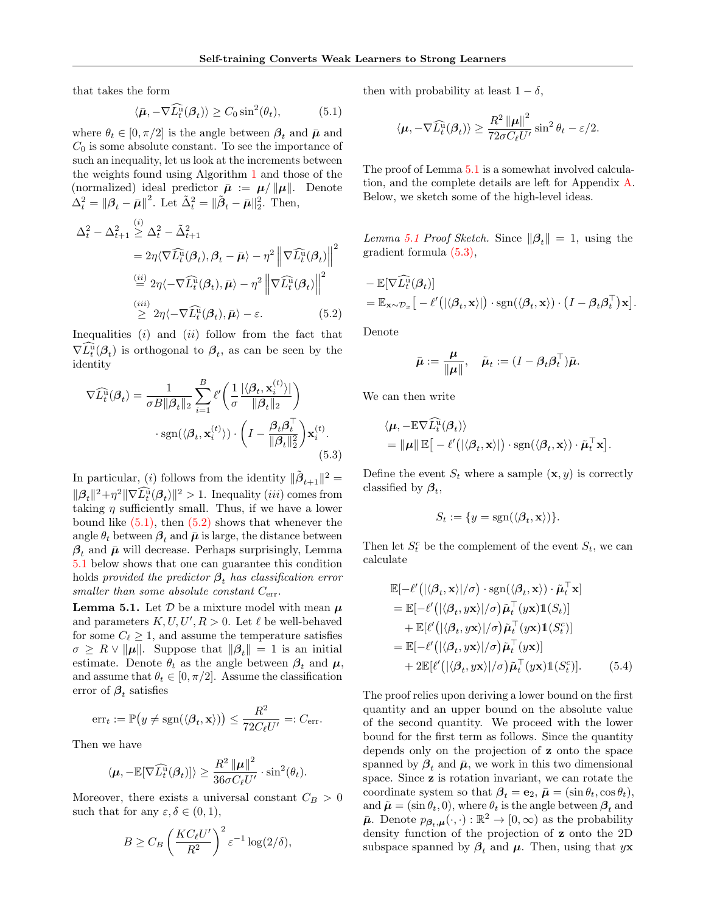that takes the form

$$\langle \bar{\boldsymbol{\mu}}, -\nabla \widehat{L}_t^{\mathrm{u}}(\boldsymbol{\beta}_t)\rangle \geq C_0 \sin^2(\theta_t), \tag{5.1}$$

where $\theta_t \in [0, \pi/2]$ is the angle between $\boldsymbol{\beta}_t$ and $\bar{\boldsymbol{\mu}}$ and $C_0$ is some absolute constant. To see the importance of such an inequality, let us look at the increments between the weights found using Algorithm 1 and those of the (normalized) ideal predictor $\bar{\boldsymbol{\mu}} := \boldsymbol{\mu}/\|\boldsymbol{\mu}\|$. Denote $\Delta_t^2 = \|\boldsymbol{\beta}_t - \bar{\boldsymbol{\mu}}\|^2$. Let $\tilde{\Delta}_t^2 = \|\tilde{\boldsymbol{\beta}}_t - \bar{\boldsymbol{\mu}}\|_2^2$. Then,

$$\begin{aligned}
\Delta_t^2 - \Delta_{t+1}^2 &\overset{(i)}{\geq} \Delta_t^2 - \tilde{\Delta}_{t+1}^2 \\
&= 2\eta \langle \nabla \widehat{L}_t^{\mathrm{u}}(\boldsymbol{\beta}_t), \boldsymbol{\beta}_t - \bar{\boldsymbol{\mu}}\rangle - \eta^2 \left\|\nabla \widehat{L}_t^{\mathrm{u}}(\boldsymbol{\beta}_t)\right\|^2 \\
&\overset{(ii)}{=} 2\eta \langle -\nabla \widehat{L}_t^{\mathrm{u}}(\boldsymbol{\beta}_t), \bar{\boldsymbol{\mu}}\rangle - \eta^2 \left\|\nabla \widehat{L}_t^{\mathrm{u}}(\boldsymbol{\beta}_t)\right\|^2 \\
&\overset{(iii)}{\geq} 2\eta \langle -\nabla \widehat{L}_t^{\mathrm{u}}(\boldsymbol{\beta}_t), \bar{\boldsymbol{\mu}}\rangle - \varepsilon.
\end{aligned} \tag{5.2}$$

Inequalities $(i)$ and $(ii)$ follow from the fact that $\nabla \widehat{L}_t^{\mathrm{u}}(\boldsymbol{\beta}_t)$ is orthogonal to $\boldsymbol{\beta}_t$, as can be seen by the identity

$$\begin{aligned}
\nabla \widehat{L}_t^{\mathrm{u}}(\boldsymbol{\beta}_t) = \frac{1}{\sigma B \|\boldsymbol{\beta}_t\|_2} \sum_{i=1}^B \ell'\left(\frac{1}{\sigma}\frac{|\langle \boldsymbol{\beta}_t, \mathbf{x}_i^{(t)}\rangle|}{\|\boldsymbol{\beta}_t\|_2}\right) \\
\cdot \operatorname{sgn}(\langle \boldsymbol{\beta}_t, \mathbf{x}_i^{(t)}\rangle) \cdot \left(I - \frac{\boldsymbol{\beta}_t \boldsymbol{\beta}_t^\top}{\|\boldsymbol{\beta}_t\|_2^2}\right)\mathbf{x}_i^{(t)}.
\end{aligned} \tag{5.3}$$

In particular, $(i)$ follows from the identity $\|\tilde{\boldsymbol{\beta}}_{t+1}\|^2 = \|\boldsymbol{\beta}_t\|^2 + \eta^2 \|\nabla \widehat{L}_t^{\mathrm{u}}(\boldsymbol{\beta}_t)\|^2 > 1$. Inequality $(iii)$ comes from taking $\eta$ sufficiently small. Thus, if we have a lower bound like (5.1), then (5.2) shows that whenever the angle $\theta_t$ between $\boldsymbol{\beta}_t$ and $\bar{\boldsymbol{\mu}}$ is large, the distance between $\boldsymbol{\beta}_t$ and $\bar{\boldsymbol{\mu}}$ will decrease. Perhaps surprisingly, Lemma 5.1 below shows that one can guarantee this condition holds *provided the predictor $\boldsymbol{\beta}_t$ has classification error smaller than some absolute constant $C_{\mathrm{err}}$.*

**Lemma 5.1.** Let $\mathcal{D}$ be a mixture model with mean $\boldsymbol{\mu}$ and parameters $K, U, U', R > 0$. Let $\ell$ be well-behaved for some $C_\ell \geq 1$, and assume the temperature satisfies $\sigma \geq R \vee \|\boldsymbol{\mu}\|$. Suppose that $\|\boldsymbol{\beta}_t\| = 1$ is an initial estimate. Denote $\theta_t$ as the angle between $\boldsymbol{\beta}_t$ and $\boldsymbol{\mu}$, and assume that $\theta_t \in [0, \pi/2]$. Assume the classification error of $\boldsymbol{\beta}_t$ satisfies

$$\mathrm{err}_t := \mathbb{P}\big(y \neq \operatorname{sgn}(\langle \boldsymbol{\beta}_t, \mathbf{x}\rangle)\big) \leq \frac{R^2}{72 C_\ell U'} =: C_{\mathrm{err}}.$$

Then we have

$$\langle \boldsymbol{\mu}, -\mathbb{E}[\nabla \widehat{L}_t^{\mathrm{u}}(\boldsymbol{\beta}_t)]\rangle \geq \frac{R^2 \|\boldsymbol{\mu}\|^2}{36 \sigma C_\ell U'} \cdot \sin^2(\theta_t).$$

Moreover, there exists a universal constant $C_B > 0$ such that for any $\varepsilon, \delta \in (0,1)$,

$$B \geq C_B \left(\frac{K C_\ell U'}{R^2}\right)^2 \varepsilon^{-1} \log(2/\delta),$$

then with probability at least $1 - \delta$,

$$\langle \boldsymbol{\mu}, -\nabla \widehat{L}_t^{\mathrm{u}}(\boldsymbol{\beta}_t)\rangle \geq \frac{R^2 \|\boldsymbol{\mu}\|^2}{72 \sigma C_\ell U'} \sin^2 \theta_t - \varepsilon/2.$$

The proof of Lemma 5.1 is a somewhat involved calculation, and the complete details are left for Appendix A. Below, we sketch some of the high-level ideas.

*Lemma 5.1 Proof Sketch.* Since $\|\boldsymbol{\beta}_t\| = 1$, using the gradient formula (5.3),

$$\begin{aligned}
&-\mathbb{E}[\nabla \widehat{L}_t^{\mathrm{u}}(\boldsymbol{\beta}_t)] \\
&= \mathbb{E}_{\mathbf{x}\sim\mathcal{D}_x}\big[-\ell'\big(|\langle \boldsymbol{\beta}_t, \mathbf{x}\rangle|\big) \cdot \operatorname{sgn}(\langle \boldsymbol{\beta}_t, \mathbf{x}\rangle) \cdot \big(I - \boldsymbol{\beta}_t \boldsymbol{\beta}_t^\top\big)\mathbf{x}\big].
\end{aligned}$$

Denote

$$\bar{\boldsymbol{\mu}} := \frac{\boldsymbol{\mu}}{\|\boldsymbol{\mu}\|}, \quad \tilde{\boldsymbol{\mu}}_t := (I - \boldsymbol{\beta}_t \boldsymbol{\beta}_t^\top)\bar{\boldsymbol{\mu}}.$$

We can then write

$$\begin{aligned}
&\langle \boldsymbol{\mu}, -\mathbb{E}\nabla \widehat{L}_t^{\mathrm{u}}(\boldsymbol{\beta}_t)\rangle \\
&= \|\boldsymbol{\mu}\|\, \mathbb{E}\big[-\ell'\big(|\langle \boldsymbol{\beta}_t, \mathbf{x}\rangle|\big) \cdot \operatorname{sgn}(\langle \boldsymbol{\beta}_t, \mathbf{x}\rangle) \cdot \tilde{\boldsymbol{\mu}}_t^\top \mathbf{x}\big].
\end{aligned}$$

Define the event $S_t$ where a sample $(\mathbf{x}, y)$ is correctly classified by $\boldsymbol{\beta}_t$,

$$S_t := \{y = \operatorname{sgn}(\langle \boldsymbol{\beta}_t, \mathbf{x}\rangle)\}.$$

Then let $S_t^c$ be the complement of the event $S_t$, we can calculate

$$\begin{aligned}
&\mathbb{E}[-\ell'\big(|\langle \boldsymbol{\beta}_t, \mathbf{x}\rangle|/\sigma\big) \cdot \operatorname{sgn}(\langle \boldsymbol{\beta}_t, \mathbf{x}\rangle) \cdot \tilde{\boldsymbol{\mu}}_t^\top \mathbf{x}] \\
&= \mathbb{E}[-\ell'\big(|\langle \boldsymbol{\beta}_t, y\mathbf{x}\rangle|/\sigma\big)\tilde{\boldsymbol{\mu}}_t^\top (y\mathbf{x})\mathbb{1}(S_t)] \\
&\quad + \mathbb{E}[\ell'\big(|\langle \boldsymbol{\beta}_t, y\mathbf{x}\rangle|/\sigma\big)\tilde{\boldsymbol{\mu}}_t^\top (y\mathbf{x})\mathbb{1}(S_t^c)] \\
&= \mathbb{E}[-\ell'\big(|\langle \boldsymbol{\beta}_t, y\mathbf{x}\rangle|/\sigma\big)\tilde{\boldsymbol{\mu}}_t^\top (y\mathbf{x})] \\
&\quad + 2\mathbb{E}[\ell'\big(|\langle \boldsymbol{\beta}_t, y\mathbf{x}\rangle|/\sigma\big)\tilde{\boldsymbol{\mu}}_t^\top (y\mathbf{x})\mathbb{1}(S_t^c)].
\end{aligned} \tag{5.4}$$

The proof relies upon deriving a lower bound on the first quantity and an upper bound on the absolute value of the second quantity. We proceed with the lower bound for the first term as follows. Since the quantity depends only on the projection of $\mathbf{z}$ onto the space spanned by $\boldsymbol{\beta}_t$ and $\bar{\boldsymbol{\mu}}$, we work in this two dimensional space. Since $\mathbf{z}$ is rotation invariant, we can rotate the coordinate system so that $\boldsymbol{\beta}_t = \mathbf{e}_2$, $\bar{\boldsymbol{\mu}} = (\sin\theta_t, \cos\theta_t)$, and $\tilde{\boldsymbol{\mu}} = (\sin\theta_t, 0)$, where $\theta_t$ is the angle between $\boldsymbol{\beta}_t$ and $\bar{\boldsymbol{\mu}}$. Denote $p_{\boldsymbol{\beta}_t,\boldsymbol{\mu}}(\cdot,\cdot) : \mathbb{R}^2 \to [0,\infty)$ as the probability density function of the projection of $\mathbf{z}$ onto the 2D subspace spanned by $\boldsymbol{\beta}_t$ and $\boldsymbol{\mu}$. Then, using that $y\mathbf{x}$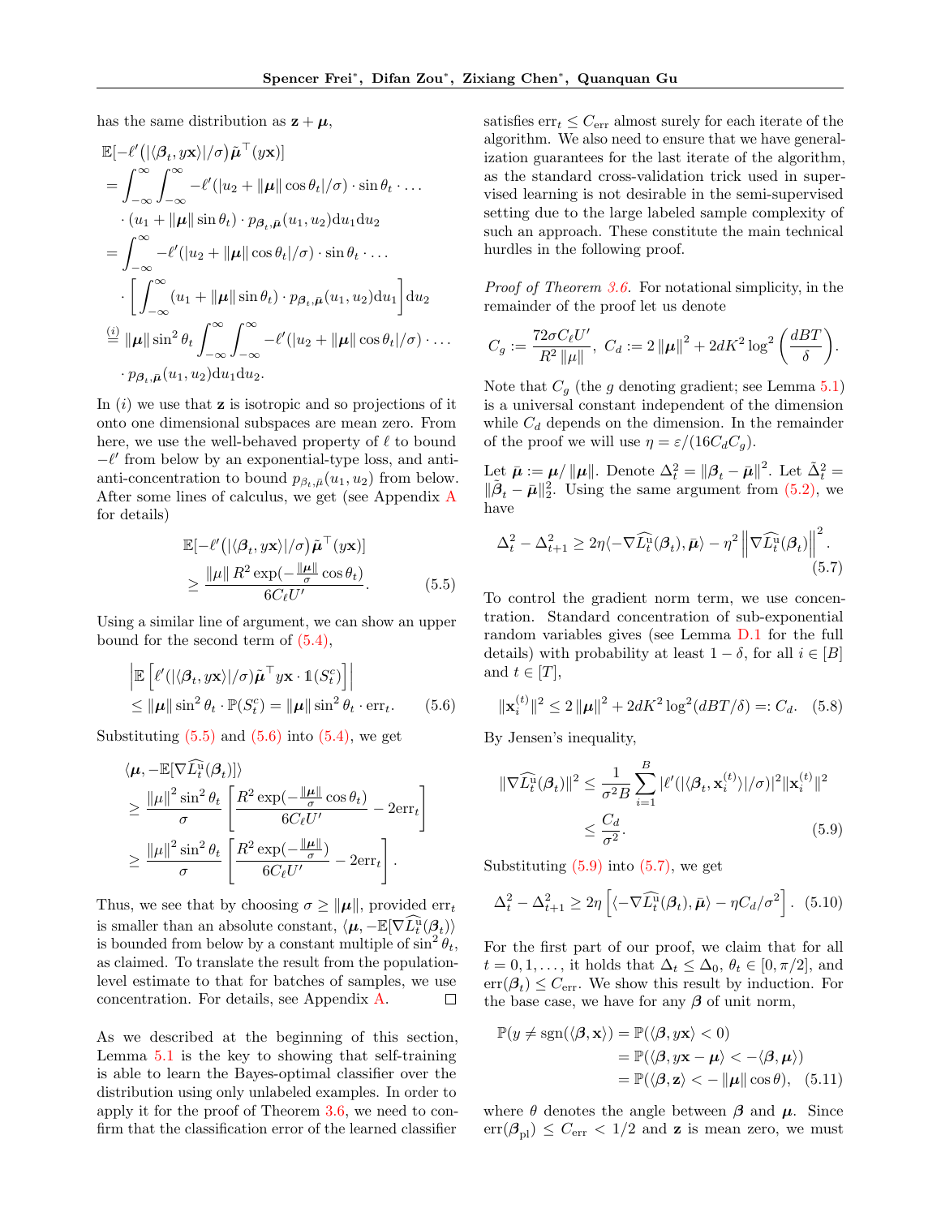has the same distribution as $\mathbf{z}+\boldsymbol{\mu}$,

$$
\begin{aligned}
&\mathbb{E}[-\ell'(|\langle\boldsymbol{\beta}_t, y\mathbf{x}\rangle|/\sigma)\tilde{\boldsymbol{\mu}}^\top(y\mathbf{x})] \\
&= \int_{-\infty}^{\infty}\int_{-\infty}^{\infty} -\ell'(|u_2 + \|\boldsymbol{\mu}\|\cos\theta_t|/\sigma)\cdot\sin\theta_t\cdot\ldots \\
&\quad\cdot(u_1+\|\boldsymbol{\mu}\|\sin\theta_t)\cdot p_{\boldsymbol{\beta}_t,\bar{\boldsymbol{\mu}}}(u_1,u_2)\mathrm{d}u_1\mathrm{d}u_2 \\
&= \int_{-\infty}^{\infty} -\ell'(|u_2 + \|\boldsymbol{\mu}\|\cos\theta_t|/\sigma)\cdot\sin\theta_t\cdot\ldots \\
&\quad\cdot\left[\int_{-\infty}^{\infty}(u_1+\|\boldsymbol{\mu}\|\sin\theta_t)\cdot p_{\boldsymbol{\beta}_t,\bar{\boldsymbol{\mu}}}(u_1,u_2)\mathrm{d}u_1\right]\mathrm{d}u_2 \\
&\overset{(i)}{=} \|\boldsymbol{\mu}\|\sin^2\theta_t\int_{-\infty}^{\infty}\int_{-\infty}^{\infty} -\ell'(|u_2 + \|\boldsymbol{\mu}\|\cos\theta_t|/\sigma)\cdot\ldots \\
&\quad\cdot p_{\boldsymbol{\beta}_t,\bar{\boldsymbol{\mu}}}(u_1,u_2)\mathrm{d}u_1\mathrm{d}u_2.
\end{aligned}
$$

In $(i)$ we use that $\mathbf{z}$ is isotropic and so projections of it onto one dimensional subspaces are mean zero. From here, we use the well-behaved property of $\ell$ to bound $-\ell'$ from below by an exponential-type loss, and anti-anti-concentration to bound $p_{\beta_t,\bar{\mu}}(u_1,u_2)$ from below. After some lines of calculus, we get (see Appendix A for details)

$$
\begin{aligned}
&\mathbb{E}[-\ell'(|\langle\boldsymbol{\beta}_t, y\mathbf{x}\rangle|/\sigma)\tilde{\boldsymbol{\mu}}^\top(y\mathbf{x})] \\
&\geq \frac{\|\mu\| R^2\exp(-\frac{\|\boldsymbol{\mu}\|}{\sigma}\cos\theta_t)}{6C_\ell U'}.
\end{aligned} \tag{5.5}
$$

Using a similar line of argument, we can show an upper bound for the second term of (5.4),

$$
\begin{aligned}
&\left|\mathbb{E}\left[\ell'(|\langle\boldsymbol{\beta}_t, y\mathbf{x}\rangle|/\sigma)\tilde{\boldsymbol{\mu}}^\top y\mathbf{x}\cdot\mathbb{1}(S_t^c)\right]\right| \\
&\leq \|\boldsymbol{\mu}\|\sin^2\theta_t\cdot\mathbb{P}(S_t^c) = \|\boldsymbol{\mu}\|\sin^2\theta_t\cdot\mathrm{err}_t.
\end{aligned} \tag{5.6}
$$

Substituting (5.5) and (5.6) into (5.4), we get

$$
\begin{aligned}
&\langle\boldsymbol{\mu}, -\mathbb{E}[\nabla\widehat{L}^{\mathrm{u}}_t(\boldsymbol{\beta}_t)]\rangle \\
&\geq \frac{\|\mu\|^2\sin^2\theta_t}{\sigma}\left[\frac{R^2\exp(-\frac{\|\boldsymbol{\mu}\|}{\sigma}\cos\theta_t)}{6C_\ell U'} - 2\mathrm{err}_t\right] \\
&\geq \frac{\|\mu\|^2\sin^2\theta_t}{\sigma}\left[\frac{R^2\exp(-\frac{\|\boldsymbol{\mu}\|}{\sigma})}{6C_\ell U'} - 2\mathrm{err}_t\right].
\end{aligned}
$$

Thus, we see that by choosing $\sigma\geq\|\boldsymbol{\mu}\|$, provided $\mathrm{err}_t$ is smaller than an absolute constant, $\langle\boldsymbol{\mu}, -\mathbb{E}[\nabla\widehat{L}^{\mathrm{u}}_t(\boldsymbol{\beta}_t)]\rangle$ is bounded from below by a constant multiple of $\sin^2\theta_t$, as claimed. To translate the result from the population-level estimate to that for batches of samples, we use concentration. For details, see Appendix A. ◻

As we described at the beginning of this section, Lemma 5.1 is the key to showing that self-training is able to learn the Bayes-optimal classifier over the distribution using only unlabeled examples. In order to apply it for the proof of Theorem 3.6, we need to confirm that the classification error of the learned classifier satisfies $\mathrm{err}_t\leq C_{\mathrm{err}}$ almost surely for each iterate of the algorithm. We also need to ensure that we have generalization guarantees for the last iterate of the algorithm, as the standard cross-validation trick used in supervised learning is not desirable in the semi-supervised setting due to the large labeled sample complexity of such an approach. These constitute the main technical hurdles in the following proof.

*Proof of Theorem 3.6.* For notational simplicity, in the remainder of the proof let us denote

$$
C_g := \frac{72\sigma C_\ell U'}{R^2\|\mu\|},\ C_d := 2\|\boldsymbol{\mu}\|^2 + 2dK^2\log^2\left(\frac{dBT}{\delta}\right).
$$

Note that $C_g$ (the $g$ denoting gradient; see Lemma 5.1) is a universal constant independent of the dimension while $C_d$ depends on the dimension. In the remainder of the proof we will use $\eta=\varepsilon/(16C_dC_g)$.

Let $\bar{\boldsymbol{\mu}} := \boldsymbol{\mu}/\|\boldsymbol{\mu}\|$. Denote $\Delta_t^2 = \|\boldsymbol{\beta}_t - \bar{\boldsymbol{\mu}}\|^2$. Let $\tilde{\Delta}_t^2 = \|\tilde{\boldsymbol{\beta}}_t - \bar{\boldsymbol{\mu}}\|_2^2$. Using the same argument from (5.2), we have

$$
\Delta_t^2 - \Delta_{t+1}^2 \geq 2\eta\langle -\nabla\widehat{L}^{\mathrm{u}}_t(\boldsymbol{\beta}_t), \bar{\boldsymbol{\mu}}\rangle - \eta^2\left\|\nabla\widehat{L}^{\mathrm{u}}_t(\boldsymbol{\beta}_t)\right\|^2. \tag{5.7}
$$

To control the gradient norm term, we use concentration. Standard concentration of sub-exponential random variables gives (see Lemma D.1 for the full details) with probability at least $1-\delta$, for all $i\in[B]$ and $t\in[T]$,

$$
\|\mathbf{x}_i^{(t)}\|^2 \leq 2\|\boldsymbol{\mu}\|^2 + 2dK^2\log^2(dBT/\delta) =: C_d. \tag{5.8}
$$

By Jensen's inequality,

$$
\begin{aligned}
\|\nabla\widehat{L}^{\mathrm{u}}_t(\boldsymbol{\beta}_t)\|^2 &\leq \frac{1}{\sigma^2 B}\sum_{i=1}^B |\ell'(|\langle\boldsymbol{\beta}_t, \mathbf{x}_i^{(t)}\rangle|/\sigma)|^2\|\mathbf{x}_i^{(t)}\|^2 \\
&\leq \frac{C_d}{\sigma^2}.
\end{aligned} \tag{5.9}
$$

Substituting (5.9) into (5.7), we get

$$
\Delta_t^2 - \Delta_{t+1}^2 \geq 2\eta\left[\langle -\nabla\widehat{L}^{\mathrm{u}}_t(\boldsymbol{\beta}_t), \bar{\boldsymbol{\mu}}\rangle - \eta C_d/\sigma^2\right]. \tag{5.10}
$$

For the first part of our proof, we claim that for all $t=0,1,\ldots$, it holds that $\Delta_t\leq\Delta_0$, $\theta_t\in[0,\pi/2]$, and $\mathrm{err}(\boldsymbol{\beta}_t)\leq C_{\mathrm{err}}$. We show this result by induction. For the base case, we have for any $\boldsymbol{\beta}$ of unit norm,

$$
\begin{aligned}
\mathbb{P}(y\neq\mathrm{sgn}(\langle\boldsymbol{\beta},\mathbf{x}\rangle)) &= \mathbb{P}(\langle\boldsymbol{\beta}, y\mathbf{x}\rangle < 0) \\
&= \mathbb{P}(\langle\boldsymbol{\beta}, y\mathbf{x}-\boldsymbol{\mu}\rangle < -\langle\boldsymbol{\beta},\boldsymbol{\mu}\rangle) \\
&= \mathbb{P}(\langle\boldsymbol{\beta},\mathbf{z}\rangle < -\|\boldsymbol{\mu}\|\cos\theta),
\end{aligned} \tag{5.11}
$$

where $\theta$ denotes the angle between $\boldsymbol{\beta}$ and $\boldsymbol{\mu}$. Since $\mathrm{err}(\boldsymbol{\beta}_{\mathrm{pl}})\leq C_{\mathrm{err}} < 1/2$ and $\mathbf{z}$ is mean zero, we must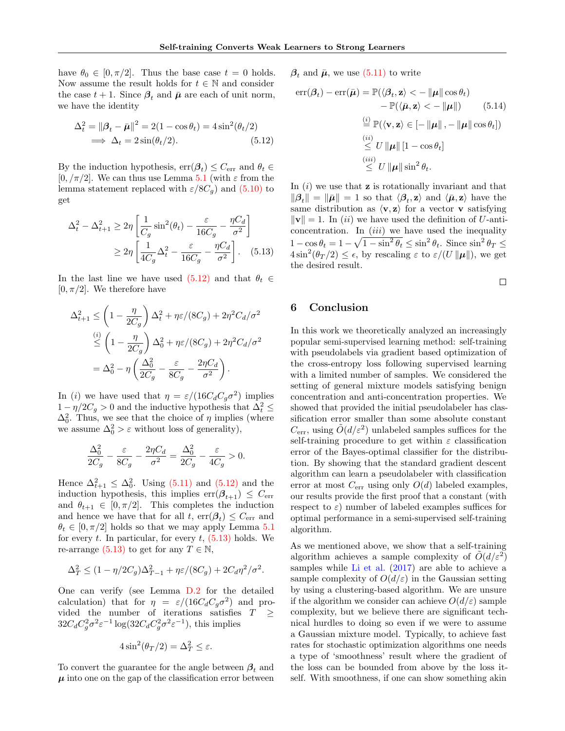have $\theta_0 \in [0, \pi/2]$. Thus the base case $t = 0$ holds. Now assume the result holds for $t \in \mathbb{N}$ and consider the case $t + 1$. Since $\boldsymbol{\beta}_t$ and $\bar{\boldsymbol{\mu}}$ are each of unit norm, we have the identity

$$
\begin{aligned}
\Delta_t^2 &= \|\boldsymbol{\beta}_t - \bar{\boldsymbol{\mu}}\|^2 = 2(1 - \cos\theta_t) = 4\sin^2(\theta_t/2) \\
&\implies \Delta_t = 2\sin(\theta_t/2). \qquad (5.12)
\end{aligned}
$$

By the induction hypothesis, $\mathrm{err}(\boldsymbol{\beta}_t) \leq C_{\mathrm{err}}$ and $\theta_t \in [0, /\pi/2]$. We can thus use Lemma 5.1 (with $\varepsilon$ from the lemma statement replaced with $\varepsilon/8C_g$) and (5.10) to get

$$
\begin{aligned}
\Delta_t^2 - \Delta_{t+1}^2 &\geq 2\eta \left[ \frac{1}{C_g}\sin^2(\theta_t) - \frac{\varepsilon}{16C_g} - \frac{\eta C_d}{\sigma^2} \right] \\
&\geq 2\eta \left[ \frac{1}{4C_g}\Delta_t^2 - \frac{\varepsilon}{16C_g} - \frac{\eta C_d}{\sigma^2} \right]. \qquad (5.13)
\end{aligned}
$$

In the last line we have used (5.12) and that $\theta_t \in [0, \pi/2]$. We therefore have

$$
\begin{aligned}
\Delta_{t+1}^2 &\leq \left(1 - \frac{\eta}{2C_g}\right)\Delta_t^2 + \eta\varepsilon/(8C_g) + 2\eta^2 C_d/\sigma^2 \\
&\overset{(i)}{\leq} \left(1 - \frac{\eta}{2C_g}\right)\Delta_0^2 + \eta\varepsilon/(8C_g) + 2\eta^2 C_d/\sigma^2 \\
&= \Delta_0^2 - \eta\left(\frac{\Delta_0^2}{2C_g} - \frac{\varepsilon}{8C_g} - \frac{2\eta C_d}{\sigma^2}\right).
\end{aligned}
$$

In $(i)$ we have used that $\eta = \varepsilon/(16 C_d C_g \sigma^2)$ implies $1 - \eta/2C_g > 0$ and the inductive hypothesis that $\Delta_t^2 \leq \Delta_0^2$. Thus, we see that the choice of $\eta$ implies (where we assume $\Delta_0^2 > \varepsilon$ without loss of generality),

$$
\frac{\Delta_0^2}{2C_g} - \frac{\varepsilon}{8C_g} - \frac{2\eta C_d}{\sigma^2} = \frac{\Delta_0^2}{2C_g} - \frac{\varepsilon}{4C_g} > 0.
$$

Hence $\Delta_{t+1}^2 \leq \Delta_0^2$. Using (5.11) and (5.12) and the induction hypothesis, this implies $\mathrm{err}(\boldsymbol{\beta}_{t+1}) \leq C_{\mathrm{err}}$ and $\theta_{t+1} \in [0, \pi/2]$. This completes the induction and hence we have that for all $t$, $\mathrm{err}(\boldsymbol{\beta}_t) \leq C_{\mathrm{err}}$ and $\theta_t \in [0, \pi/2]$ holds so that we may apply Lemma 5.1 for every $t$. In particular, for every $t$, (5.13) holds. We re-arrange (5.13) to get for any $T \in \mathbb{N}$,

$$
\Delta_T^2 \leq (1 - \eta/2C_g)\Delta_{T-1}^2 + \eta\varepsilon/(8C_g) + 2C_d\eta^2/\sigma^2.
$$

One can verify (see Lemma D.2 for the detailed calculation) that for $\eta = \varepsilon/(16 C_d C_g \sigma^2)$ and provided the number of iterations satisfies $T \geq 32 C_d C_g^2 \sigma^2 \varepsilon^{-1} \log(32 C_d C_g^2 \sigma^2 \varepsilon^{-1})$, this implies

$$
4\sin^2(\theta_T/2) = \Delta_T^2 \leq \varepsilon.
$$

To convert the guarantee for the angle between $\boldsymbol{\beta}_t$ and $\boldsymbol{\mu}$ into one on the gap of the classification error between $\boldsymbol{\beta}_t$ and $\bar{\boldsymbol{\mu}}$, we use (5.11) to write

$$
\begin{aligned}
\mathrm{err}(\boldsymbol{\beta}_t) - \mathrm{err}(\bar{\boldsymbol{\mu}}) &= \mathbb{P}(\langle \boldsymbol{\beta}_t, \mathbf{z}\rangle < -\|\boldsymbol{\mu}\|\cos\theta_t) \\
&\quad - \mathbb{P}(\langle \bar{\boldsymbol{\mu}}, \mathbf{z}\rangle < -\|\boldsymbol{\mu}\|) \qquad (5.14) \\
&\overset{(i)}{=} \mathbb{P}(\langle \mathbf{v}, \mathbf{z}\rangle \in [-\|\boldsymbol{\mu}\|, -\|\boldsymbol{\mu}\|\cos\theta_t]) \\
&\overset{(ii)}{\leq} U\|\boldsymbol{\mu}\|[1 - \cos\theta_t] \\
&\overset{(iii)}{\leq} U\|\boldsymbol{\mu}\|\sin^2\theta_t.
\end{aligned}
$$

In $(i)$ we use that $\mathbf{z}$ is rotationally invariant and that $\|\boldsymbol{\beta}_t\| = \|\bar{\boldsymbol{\mu}}\| = 1$ so that $\langle \boldsymbol{\beta}_t, \mathbf{z}\rangle$ and $\langle \bar{\boldsymbol{\mu}}, \mathbf{z}\rangle$ have the same distribution as $\langle \mathbf{v}, \mathbf{z}\rangle$ for a vector $\mathbf{v}$ satisfying $\|\mathbf{v}\| = 1$. In $(ii)$ we have used the definition of $U$-anti-concentration. In $(iii)$ we have used the inequality $1 - \cos\theta_t = 1 - \sqrt{1 - \sin^2\theta_t} \leq \sin^2\theta_t$. Since $\sin^2\theta_T \leq 4\sin^2(\theta_T/2) \leq \epsilon$, by rescaling $\varepsilon$ to $\varepsilon/(U\|\boldsymbol{\mu}\|)$, we get the desired result.

□

## 6 Conclusion

In this work we theoretically analyzed an increasingly popular semi-supervised learning method: self-training with pseudolabels via gradient based optimization of the cross-entropy loss following supervised learning with a limited number of samples. We considered the setting of general mixture models satisfying benign concentration and anti-concentration properties. We showed that provided the initial pseudolabeler has classification error smaller than some absolute constant $C_{\mathrm{err}}$, using $\tilde{O}(d/\varepsilon^2)$ unlabeled samples suffices for the self-training procedure to get within $\varepsilon$ classification error of the Bayes-optimal classifier for the distribution. By showing that the standard gradient descent algorithm can learn a pseudolabeler with classification error at most $C_{\mathrm{err}}$ using only $O(d)$ labeled examples, our results provide the first proof that a constant (with respect to $\varepsilon$) number of labeled examples suffices for optimal performance in a semi-supervised self-training algorithm.

As we mentioned above, we show that a self-training algorithm achieves a sample complexity of $\tilde{O}(d/\varepsilon^2)$ samples while Li et al. (2017) are able to achieve a sample complexity of $O(d/\varepsilon)$ in the Gaussian setting by using a clustering-based algorithm. We are unsure if the algorithm we consider can achieve $O(d/\varepsilon)$ sample complexity, but we believe there are significant technical hurdles to doing so even if we were to assume a Gaussian mixture model. Typically, to achieve fast rates for stochastic optimization algorithms one needs a type of 'smoothness' result where the gradient of the loss can be bounded from above by the loss itself. With smoothness, if one can show something akin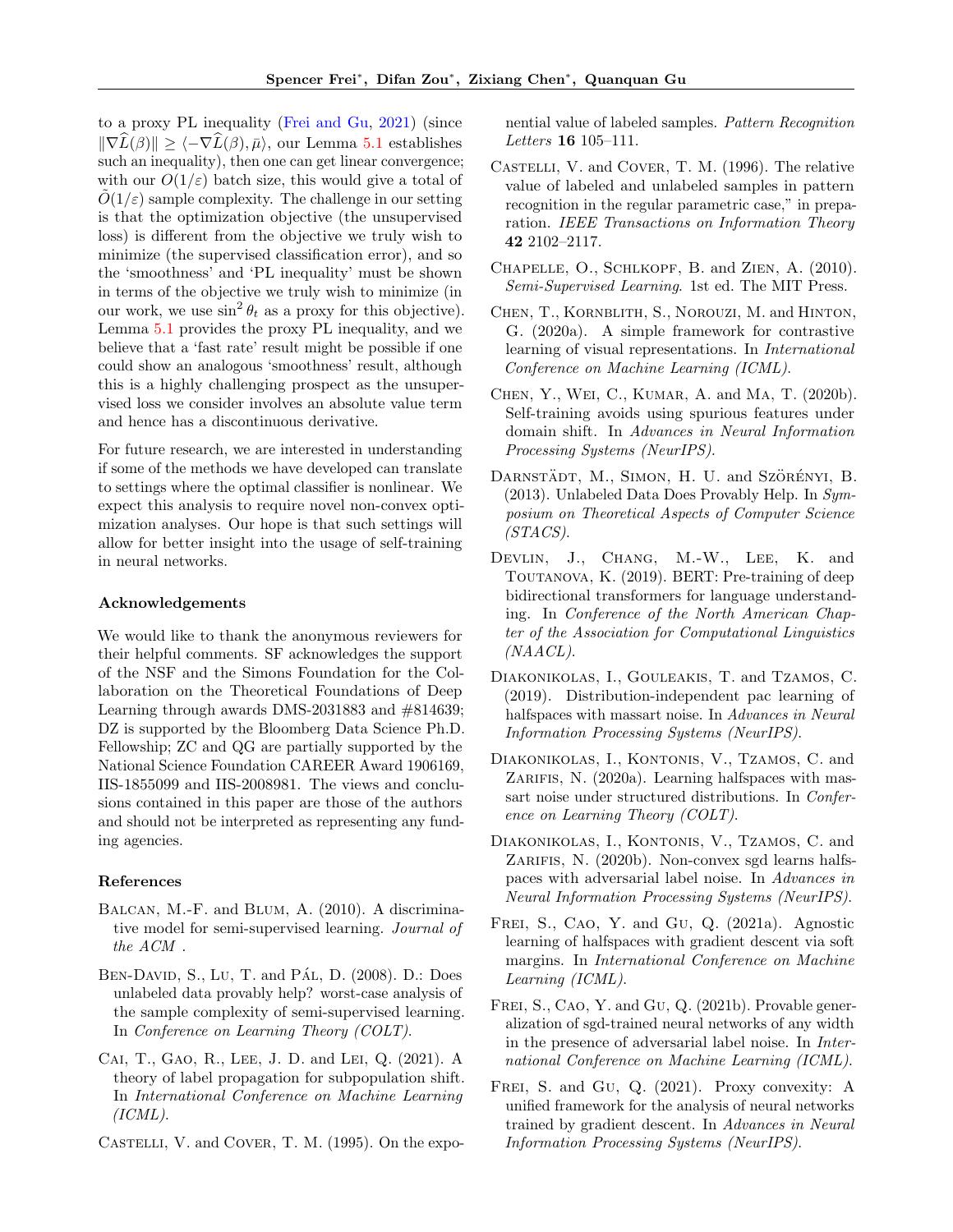to a proxy PL inequality (Frei and Gu, 2021) (since $\|\nabla \widehat{L}(\beta)\| \geq \langle -\nabla \widehat{L}(\beta), \bar{\mu}\rangle$, our Lemma 5.1 establishes such an inequality), then one can get linear convergence; with our $O(1/\varepsilon)$ batch size, this would give a total of $\tilde{O}(1/\varepsilon)$ sample complexity. The challenge in our setting is that the optimization objective (the unsupervised loss) is different from the objective we truly wish to minimize (the supervised classification error), and so the 'smoothness' and 'PL inequality' must be shown in terms of the objective we truly wish to minimize (in our work, we use $\sin^2 \theta_t$ as a proxy for this objective). Lemma 5.1 provides the proxy PL inequality, and we believe that a 'fast rate' result might be possible if one could show an analogous 'smoothness' result, although this is a highly challenging prospect as the unsupervised loss we consider involves an absolute value term and hence has a discontinuous derivative.

For future research, we are interested in understanding if some of the methods we have developed can translate to settings where the optimal classifier is nonlinear. We expect this analysis to require novel non-convex optimization analyses. Our hope is that such settings will allow for better insight into the usage of self-training in neural networks.

### Acknowledgements

We would like to thank the anonymous reviewers for their helpful comments. SF acknowledges the support of the NSF and the Simons Foundation for the Collaboration on the Theoretical Foundations of Deep Learning through awards DMS-2031883 and #814639; DZ is supported by the Bloomberg Data Science Ph.D. Fellowship; ZC and QG are partially supported by the National Science Foundation CAREER Award 1906169, IIS-1855099 and IIS-2008981. The views and conclusions contained in this paper are those of the authors and should not be interpreted as representing any funding agencies.

### References

Balcan, M.-F. and Blum, A. (2010). A discriminative model for semi-supervised learning. *Journal of the ACM* .

Ben-David, S., Lu, T. and Pál, D. (2008). D.: Does unlabeled data provably help? worst-case analysis of the sample complexity of semi-supervised learning. In *Conference on Learning Theory (COLT)*.

Cai, T., Gao, R., Lee, J. D. and Lei, Q. (2021). A theory of label propagation for subpopulation shift. In *International Conference on Machine Learning (ICML)*.

Castelli, V. and Cover, T. M. (1995). On the exponential value of labeled samples. *Pattern Recognition Letters* **16** 105–111.

Castelli, V. and Cover, T. M. (1996). The relative value of labeled and unlabeled samples in pattern recognition in the regular parametric case," in preparation. *IEEE Transactions on Information Theory* **42** 2102–2117.

Chapelle, O., Schlkopf, B. and Zien, A. (2010). *Semi-Supervised Learning*. 1st ed. The MIT Press.

Chen, T., Kornblith, S., Norouzi, M. and Hinton, G. (2020a). A simple framework for contrastive learning of visual representations. In *International Conference on Machine Learning (ICML)*.

Chen, Y., Wei, C., Kumar, A. and Ma, T. (2020b). Self-training avoids using spurious features under domain shift. In *Advances in Neural Information Processing Systems (NeurIPS)*.

Darnstädt, M., Simon, H. U. and Szörényi, B. (2013). Unlabeled Data Does Provably Help. In *Symposium on Theoretical Aspects of Computer Science (STACS)*.

Devlin, J., Chang, M.-W., Lee, K. and Toutanova, K. (2019). BERT: Pre-training of deep bidirectional transformers for language understanding. In *Conference of the North American Chapter of the Association for Computational Linguistics (NAACL)*.

Diakonikolas, I., Gouleakis, T. and Tzamos, C. (2019). Distribution-independent pac learning of halfspaces with massart noise. In *Advances in Neural Information Processing Systems (NeurIPS)*.

Diakonikolas, I., Kontonis, V., Tzamos, C. and Zarifis, N. (2020a). Learning halfspaces with massart noise under structured distributions. In *Conference on Learning Theory (COLT)*.

Diakonikolas, I., Kontonis, V., Tzamos, C. and Zarifis, N. (2020b). Non-convex sgd learns halfspaces with adversarial label noise. In *Advances in Neural Information Processing Systems (NeurIPS)*.

Frei, S., Cao, Y. and Gu, Q. (2021a). Agnostic learning of halfspaces with gradient descent via soft margins. In *International Conference on Machine Learning (ICML)*.

Frei, S., Cao, Y. and Gu, Q. (2021b). Provable generalization of sgd-trained neural networks of any width in the presence of adversarial label noise. In *International Conference on Machine Learning (ICML)*.

Frei, S. and Gu, Q. (2021). Proxy convexity: A unified framework for the analysis of neural networks trained by gradient descent. In *Advances in Neural Information Processing Systems (NeurIPS)*.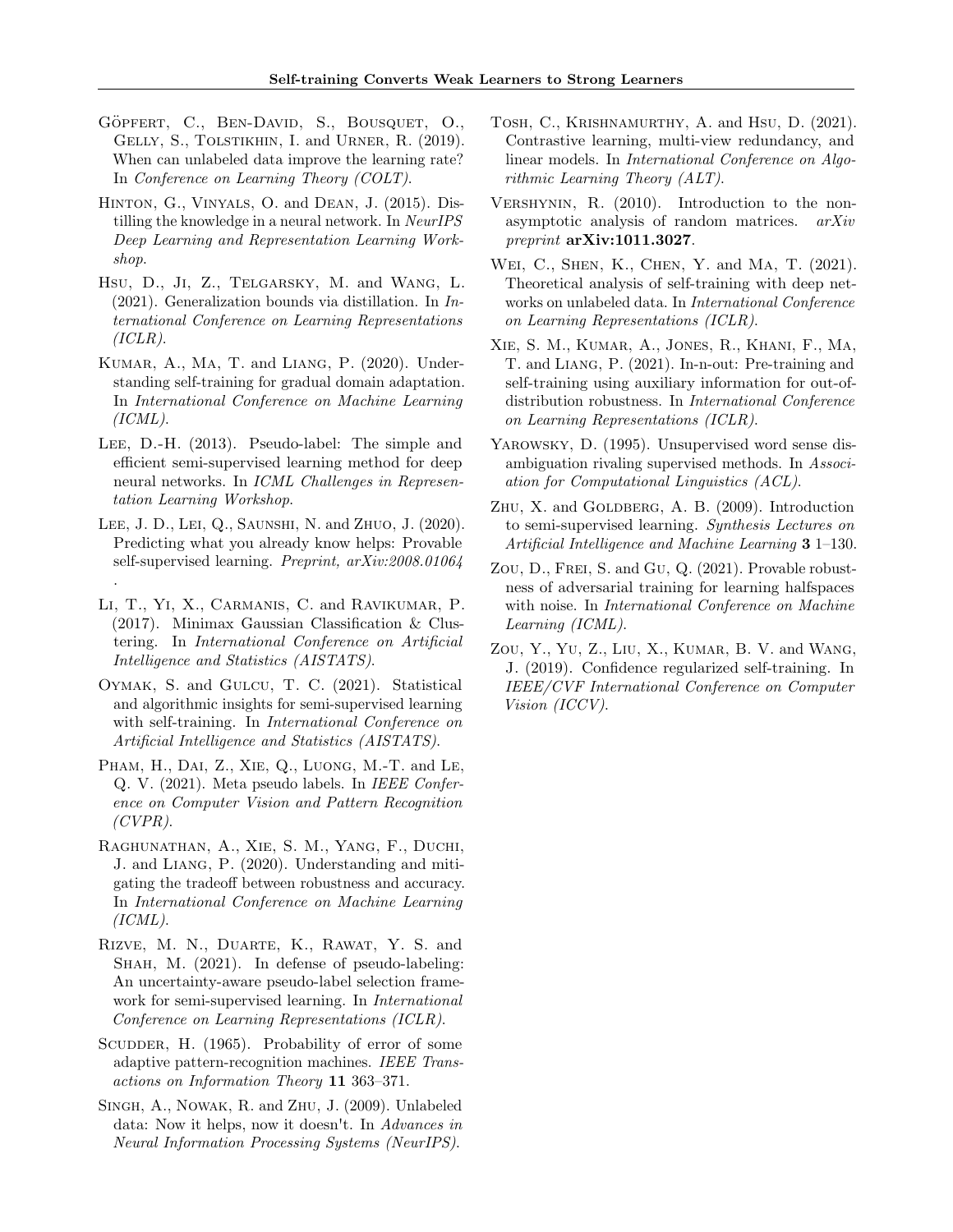Göpfert, C., Ben-David, S., Bousquet, O., Gelly, S., Tolstikhin, I. and Urner, R. (2019). When can unlabeled data improve the learning rate? In *Conference on Learning Theory (COLT)*.

Hinton, G., Vinyals, O. and Dean, J. (2015). Distilling the knowledge in a neural network. In *NeurIPS Deep Learning and Representation Learning Workshop*.

Hsu, D., Ji, Z., Telgarsky, M. and Wang, L. (2021). Generalization bounds via distillation. In *International Conference on Learning Representations (ICLR)*.

Kumar, A., Ma, T. and Liang, P. (2020). Understanding self-training for gradual domain adaptation. In *International Conference on Machine Learning (ICML)*.

Lee, D.-H. (2013). Pseudo-label: The simple and efficient semi-supervised learning method for deep neural networks. In *ICML Challenges in Representation Learning Workshop*.

Lee, J. D., Lei, Q., Saunshi, N. and Zhuo, J. (2020). Predicting what you already know helps: Provable self-supervised learning. *Preprint, arXiv:2008.01064*.

Li, T., Yi, X., Carmanis, C. and Ravikumar, P. (2017). Minimax Gaussian Classification & Clustering. In *International Conference on Artificial Intelligence and Statistics (AISTATS)*.

Oymak, S. and Gulcu, T. C. (2021). Statistical and algorithmic insights for semi-supervised learning with self-training. In *International Conference on Artificial Intelligence and Statistics (AISTATS)*.

Pham, H., Dai, Z., Xie, Q., Luong, M.-T. and Le, Q. V. (2021). Meta pseudo labels. In *IEEE Conference on Computer Vision and Pattern Recognition (CVPR)*.

Raghunathan, A., Xie, S. M., Yang, F., Duchi, J. and Liang, P. (2020). Understanding and mitigating the tradeoff between robustness and accuracy. In *International Conference on Machine Learning (ICML)*.

Rizve, M. N., Duarte, K., Rawat, Y. S. and Shah, M. (2021). In defense of pseudo-labeling: An uncertainty-aware pseudo-label selection framework for semi-supervised learning. In *International Conference on Learning Representations (ICLR)*.

Scudder, H. (1965). Probability of error of some adaptive pattern-recognition machines. *IEEE Transactions on Information Theory* **11** 363–371.

Singh, A., Nowak, R. and Zhu, J. (2009). Unlabeled data: Now it helps, now it doesn't. In *Advances in Neural Information Processing Systems (NeurIPS)*.

Tosh, C., Krishnamurthy, A. and Hsu, D. (2021). Contrastive learning, multi-view redundancy, and linear models. In *International Conference on Algorithmic Learning Theory (ALT)*.

Vershynin, R. (2010). Introduction to the non-asymptotic analysis of random matrices. *arXiv preprint* **arXiv:1011.3027**.

Wei, C., Shen, K., Chen, Y. and Ma, T. (2021). Theoretical analysis of self-training with deep networks on unlabeled data. In *International Conference on Learning Representations (ICLR)*.

Xie, S. M., Kumar, A., Jones, R., Khani, F., Ma, T. and Liang, P. (2021). In-n-out: Pre-training and self-training using auxiliary information for out-of-distribution robustness. In *International Conference on Learning Representations (ICLR)*.

Yarowsky, D. (1995). Unsupervised word sense disambiguation rivaling supervised methods. In *Association for Computational Linguistics (ACL)*.

Zhu, X. and Goldberg, A. B. (2009). Introduction to semi-supervised learning. *Synthesis Lectures on Artificial Intelligence and Machine Learning* **3** 1–130.

Zou, D., Frei, S. and Gu, Q. (2021). Provable robustness of adversarial training for learning halfspaces with noise. In *International Conference on Machine Learning (ICML)*.

Zou, Y., Yu, Z., Liu, X., Kumar, B. V. and Wang, J. (2019). Confidence regularized self-training. In *IEEE/CVF International Conference on Computer Vision (ICCV)*.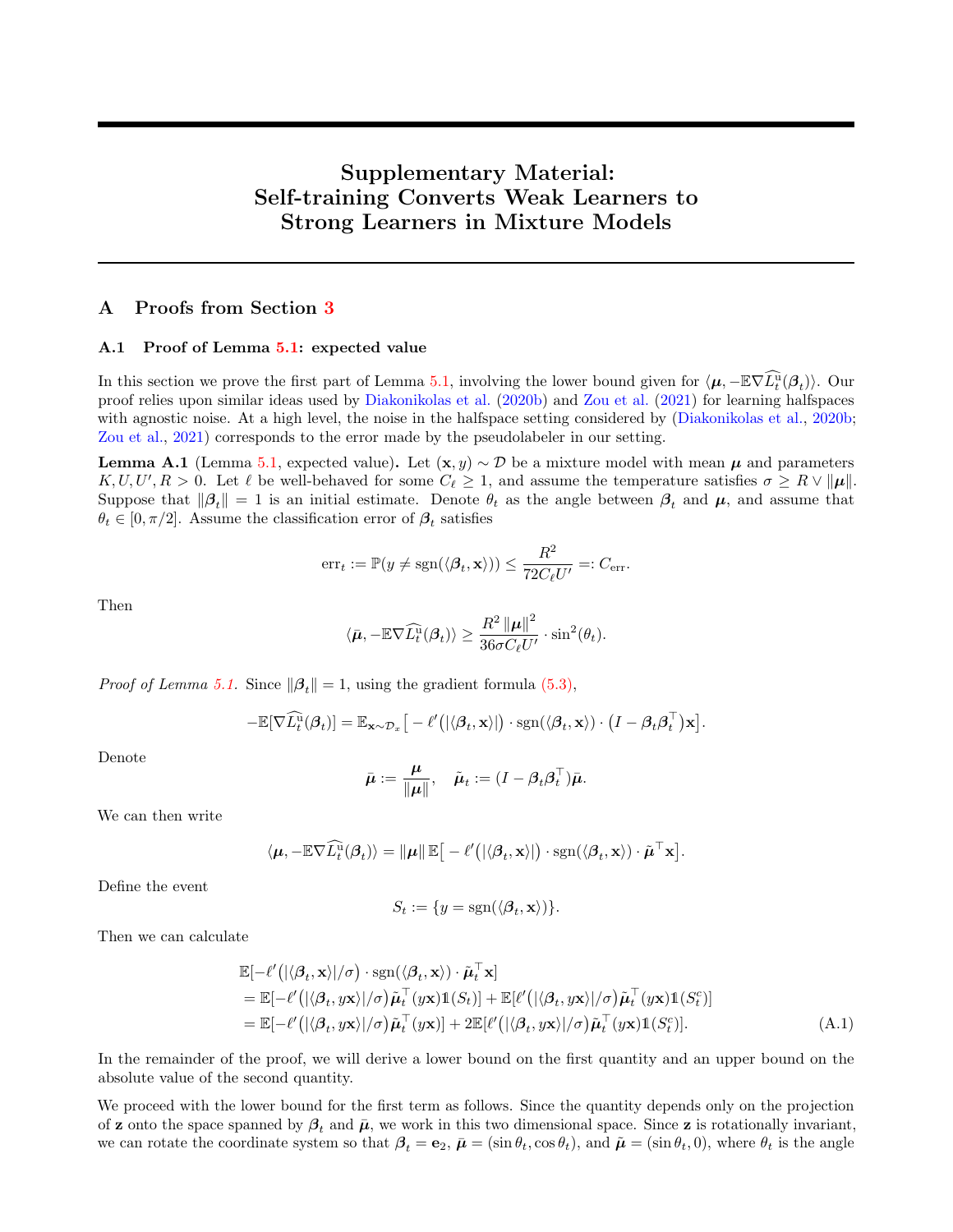# Supplementary Material: Self-training Converts Weak Learners to Strong Learners in Mixture Models

## A Proofs from Section 3

### A.1 Proof of Lemma 5.1: expected value

In this section we prove the first part of Lemma 5.1, involving the lower bound given for $\langle \boldsymbol{\mu}, -\mathbb{E}\nabla \widehat{L}_t^{\mathrm{u}}(\boldsymbol{\beta}_t)\rangle$. Our proof relies upon similar ideas used by Diakonikolas et al. (2020b) and Zou et al. (2021) for learning halfspaces with agnostic noise. At a high level, the noise in the halfspace setting considered by (Diakonikolas et al., 2020b; Zou et al., 2021) corresponds to the error made by the pseudolabeler in our setting.

**Lemma A.1** (Lemma 5.1, expected value)**.** Let $(\mathbf{x}, y) \sim \mathcal{D}$ be a mixture model with mean $\boldsymbol{\mu}$ and parameters $K, U, U', R > 0$. Let $\ell$ be well-behaved for some $C_\ell \geq 1$, and assume the temperature satisfies $\sigma \geq R \vee \|\boldsymbol{\mu}\|$. Suppose that $\|\boldsymbol{\beta}_t\| = 1$ is an initial estimate. Denote $\theta_t$ as the angle between $\boldsymbol{\beta}_t$ and $\boldsymbol{\mu}$, and assume that $\theta_t \in [0, \pi/2]$. Assume the classification error of $\boldsymbol{\beta}_t$ satisfies

$$\mathrm{err}_t := \mathbb{P}(y \neq \mathrm{sgn}(\langle \boldsymbol{\beta}_t, \mathbf{x}\rangle)) \leq \frac{R^2}{72 C_\ell U'} =: C_{\mathrm{err}}.$$

Then

$$\langle \bar{\boldsymbol{\mu}}, -\mathbb{E}\nabla \widehat{L}_t^{\mathrm{u}}(\boldsymbol{\beta}_t)\rangle \geq \frac{R^2 \|\boldsymbol{\mu}\|^2}{36\sigma C_\ell U'} \cdot \sin^2(\theta_t).$$

*Proof of Lemma 5.1.* Since $\|\boldsymbol{\beta}_t\| = 1$, using the gradient formula (5.3),

$$-\mathbb{E}[\nabla \widehat{L}_t^{\mathrm{u}}(\boldsymbol{\beta}_t)] = \mathbb{E}_{\mathbf{x}\sim\mathcal{D}_x}\big[-\ell'\big(|\langle \boldsymbol{\beta}_t, \mathbf{x}\rangle|\big) \cdot \mathrm{sgn}(\langle \boldsymbol{\beta}_t, \mathbf{x}\rangle) \cdot \big(I - \boldsymbol{\beta}_t\boldsymbol{\beta}_t^\top\big)\mathbf{x}\big].$$

Denote

$$\bar{\boldsymbol{\mu}} := \frac{\boldsymbol{\mu}}{\|\boldsymbol{\mu}\|}, \quad \tilde{\boldsymbol{\mu}}_t := (I - \boldsymbol{\beta}_t\boldsymbol{\beta}_t^\top)\bar{\boldsymbol{\mu}}.$$

We can then write

$$\langle \boldsymbol{\mu}, -\mathbb{E}\nabla \widehat{L}_t^{\mathrm{u}}(\boldsymbol{\beta}_t)\rangle = \|\boldsymbol{\mu}\|\,\mathbb{E}\big[-\ell'\big(|\langle \boldsymbol{\beta}_t, \mathbf{x}\rangle|\big) \cdot \mathrm{sgn}(\langle \boldsymbol{\beta}_t, \mathbf{x}\rangle) \cdot \tilde{\boldsymbol{\mu}}^\top \mathbf{x}\big].$$

Define the event

$$S_t := \{y = \mathrm{sgn}(\langle \boldsymbol{\beta}_t, \mathbf{x}\rangle)\}.$$

Then we can calculate

$$\begin{aligned}
&\mathbb{E}[-\ell'\big(|\langle \boldsymbol{\beta}_t, \mathbf{x}\rangle|/\sigma\big) \cdot \mathrm{sgn}(\langle \boldsymbol{\beta}_t, \mathbf{x}\rangle) \cdot \tilde{\boldsymbol{\mu}}_t^\top \mathbf{x}] \\
&= \mathbb{E}[-\ell'\big(|\langle \boldsymbol{\beta}_t, y\mathbf{x}\rangle|/\sigma\big)\tilde{\boldsymbol{\mu}}_t^\top(y\mathbf{x})\mathbb{1}(S_t)] + \mathbb{E}[\ell'\big(|\langle \boldsymbol{\beta}_t, y\mathbf{x}\rangle|/\sigma\big)\tilde{\boldsymbol{\mu}}_t^\top(y\mathbf{x})\mathbb{1}(S_t^c)] \\
&= \mathbb{E}[-\ell'\big(|\langle \boldsymbol{\beta}_t, y\mathbf{x}\rangle|/\sigma\big)\tilde{\boldsymbol{\mu}}_t^\top(y\mathbf{x})] + 2\mathbb{E}[\ell'\big(|\langle \boldsymbol{\beta}_t, y\mathbf{x}\rangle|/\sigma\big)\tilde{\boldsymbol{\mu}}_t^\top(y\mathbf{x})\mathbb{1}(S_t^c)].
\end{aligned} \tag{A.1}$$

In the remainder of the proof, we will derive a lower bound on the first quantity and an upper bound on the absolute value of the second quantity.

We proceed with the lower bound for the first term as follows. Since the quantity depends only on the projection of $\mathbf{z}$ onto the space spanned by $\boldsymbol{\beta}_t$ and $\bar{\boldsymbol{\mu}}$, we work in this two dimensional space. Since $\mathbf{z}$ is rotationally invariant, we can rotate the coordinate system so that $\boldsymbol{\beta}_t = \mathbf{e}_2$, $\bar{\boldsymbol{\mu}} = (\sin\theta_t, \cos\theta_t)$, and $\tilde{\boldsymbol{\mu}} = (\sin\theta_t, 0)$, where $\theta_t$ is the angle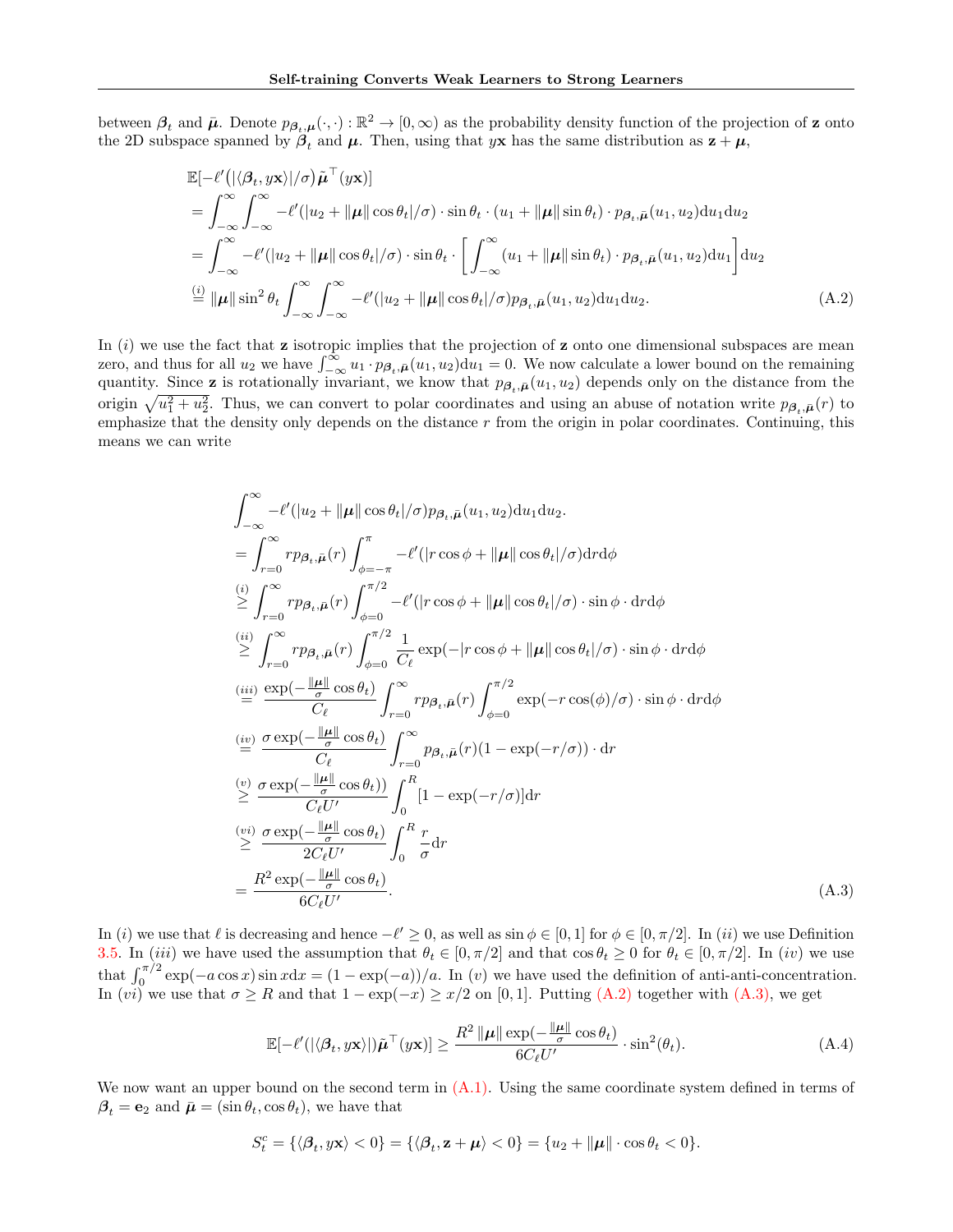between $\boldsymbol{\beta}_t$ and $\bar{\boldsymbol{\mu}}$. Denote $p_{\boldsymbol{\beta}_t,\boldsymbol{\mu}}(\cdot,\cdot):\mathbb{R}^2\to[0,\infty)$ as the probability density function of the projection of $\mathbf{z}$ onto the 2D subspace spanned by $\boldsymbol{\beta}_t$ and $\boldsymbol{\mu}$. Then, using that $y\mathbf{x}$ has the same distribution as $\mathbf{z}+\boldsymbol{\mu}$,

$$
\begin{aligned}
&\mathbb{E}[-\ell'\big(|\langle \boldsymbol{\beta}_t, y\mathbf{x}\rangle|/\sigma\big)\tilde{\boldsymbol{\mu}}^\top(y\mathbf{x})] \\
&= \int_{-\infty}^{\infty}\int_{-\infty}^{\infty} -\ell'(|u_2+\|\boldsymbol{\mu}\|\cos\theta_t|/\sigma)\cdot\sin\theta_t\cdot(u_1+\|\boldsymbol{\mu}\|\sin\theta_t)\cdot p_{\boldsymbol{\beta}_t,\bar{\boldsymbol{\mu}}}(u_1,u_2)\mathrm{d}u_1\mathrm{d}u_2 \\
&= \int_{-\infty}^{\infty} -\ell'(|u_2+\|\boldsymbol{\mu}\|\cos\theta_t|/\sigma)\cdot\sin\theta_t\cdot\left[\int_{-\infty}^{\infty}(u_1+\|\boldsymbol{\mu}\|\sin\theta_t)\cdot p_{\boldsymbol{\beta}_t,\bar{\boldsymbol{\mu}}}(u_1,u_2)\mathrm{d}u_1\right]\mathrm{d}u_2 \\
&\overset{(i)}{=} \|\boldsymbol{\mu}\|\sin^2\theta_t\int_{-\infty}^{\infty}\int_{-\infty}^{\infty} -\ell'(|u_2+\|\boldsymbol{\mu}\|\cos\theta_t|/\sigma)p_{\boldsymbol{\beta}_t,\bar{\boldsymbol{\mu}}}(u_1,u_2)\mathrm{d}u_1\mathrm{d}u_2. \qquad \text{(A.2)}
\end{aligned}
$$

In $(i)$ we use the fact that $\mathbf{z}$ isotropic implies that the projection of $\mathbf{z}$ onto one dimensional subspaces are mean zero, and thus for all $u_2$ we have $\int_{-\infty}^{\infty}u_1\cdot p_{\boldsymbol{\beta}_t,\bar{\boldsymbol{\mu}}}(u_1,u_2)\mathrm{d}u_1=0$. We now calculate a lower bound on the remaining quantity. Since $\mathbf{z}$ is rotationally invariant, we know that $p_{\boldsymbol{\beta}_t,\bar{\boldsymbol{\mu}}}(u_1,u_2)$ depends only on the distance from the origin $\sqrt{u_1^2+u_2^2}$. Thus, we can convert to polar coordinates and using an abuse of notation write $p_{\boldsymbol{\beta}_t,\bar{\boldsymbol{\mu}}}(r)$ to emphasize that the density only depends on the distance $r$ from the origin in polar coordinates. Continuing, this means we can write

$$
\begin{aligned}
&\int_{-\infty}^{\infty} -\ell'(|u_2+\|\boldsymbol{\mu}\|\cos\theta_t|/\sigma)p_{\boldsymbol{\beta}_t,\bar{\boldsymbol{\mu}}}(u_1,u_2)\mathrm{d}u_1\mathrm{d}u_2. \\
&= \int_{r=0}^{\infty} r p_{\boldsymbol{\beta}_t,\bar{\boldsymbol{\mu}}}(r)\int_{\phi=-\pi}^{\pi} -\ell'(|r\cos\phi+\|\boldsymbol{\mu}\|\cos\theta_t|/\sigma)\mathrm{d}r\mathrm{d}\phi \\
&\overset{(i)}{\geq} \int_{r=0}^{\infty} r p_{\boldsymbol{\beta}_t,\bar{\boldsymbol{\mu}}}(r)\int_{\phi=0}^{\pi/2} -\ell'(|r\cos\phi+\|\boldsymbol{\mu}\|\cos\theta_t|/\sigma)\cdot\sin\phi\cdot\mathrm{d}r\mathrm{d}\phi \\
&\overset{(ii)}{\geq} \int_{r=0}^{\infty} r p_{\boldsymbol{\beta}_t,\bar{\boldsymbol{\mu}}}(r)\int_{\phi=0}^{\pi/2} \frac{1}{C_\ell}\exp(-|r\cos\phi+\|\boldsymbol{\mu}\|\cos\theta_t|/\sigma)\cdot\sin\phi\cdot\mathrm{d}r\mathrm{d}\phi \\
&\overset{(iii)}{=} \frac{\exp(-\frac{\|\boldsymbol{\mu}\|}{\sigma}\cos\theta_t)}{C_\ell}\int_{r=0}^{\infty} r p_{\boldsymbol{\beta}_t,\bar{\boldsymbol{\mu}}}(r)\int_{\phi=0}^{\pi/2}\exp(-r\cos(\phi)/\sigma)\cdot\sin\phi\cdot\mathrm{d}r\mathrm{d}\phi \\
&\overset{(iv)}{=} \frac{\sigma\exp(-\frac{\|\boldsymbol{\mu}\|}{\sigma}\cos\theta_t)}{C_\ell}\int_{r=0}^{\infty} p_{\boldsymbol{\beta}_t,\bar{\boldsymbol{\mu}}}(r)(1-\exp(-r/\sigma))\cdot\mathrm{d}r \\
&\overset{(v)}{\geq} \frac{\sigma\exp(-\frac{\|\boldsymbol{\mu}\|}{\sigma}\cos\theta_t))}{C_\ell U'}\int_0^R[1-\exp(-r/\sigma)]\mathrm{d}r \\
&\overset{(vi)}{\geq} \frac{\sigma\exp(-\frac{\|\boldsymbol{\mu}\|}{\sigma}\cos\theta_t)}{2C_\ell U'}\int_0^R\frac{r}{\sigma}\mathrm{d}r \\
&= \frac{R^2\exp(-\frac{\|\boldsymbol{\mu}\|}{\sigma}\cos\theta_t)}{6C_\ell U'}. \qquad \text{(A.3)}
\end{aligned}
$$

In $(i)$ we use that $\ell$ is decreasing and hence $-\ell'\geq 0$, as well as $\sin\phi\in[0,1]$ for $\phi\in[0,\pi/2]$. In $(ii)$ we use Definition 3.5. In $(iii)$ we have used the assumption that $\theta_t\in[0,\pi/2]$ and that $\cos\theta_t\geq 0$ for $\theta_t\in[0,\pi/2]$. In $(iv)$ we use that $\int_0^{\pi/2}\exp(-a\cos x)\sin x\mathrm{d}x=(1-\exp(-a))/a$. In $(v)$ we have used the definition of anti-anti-concentration. In $(vi)$ we use that $\sigma\geq R$ and that $1-\exp(-x)\geq x/2$ on $[0,1]$. Putting (A.2) together with (A.3), we get

$$
\mathbb{E}[-\ell'(|\langle\boldsymbol{\beta}_t,y\mathbf{x}\rangle|)\tilde{\boldsymbol{\mu}}^\top(y\mathbf{x})]\geq\frac{R^2\|\boldsymbol{\mu}\|\exp(-\frac{\|\boldsymbol{\mu}\|}{\sigma}\cos\theta_t)}{6C_\ell U'}\cdot\sin^2(\theta_t). \qquad \text{(A.4)}
$$

We now want an upper bound on the second term in (A.1). Using the same coordinate system defined in terms of $\boldsymbol{\beta}_t=\mathbf{e}_2$ and $\bar{\boldsymbol{\mu}}=(\sin\theta_t,\cos\theta_t)$, we have that

$$
S_t^c=\{\langle\boldsymbol{\beta}_t,y\mathbf{x}\rangle<0\}=\{\langle\boldsymbol{\beta}_t,\mathbf{z}+\boldsymbol{\mu}\rangle<0\}=\{u_2+\|\boldsymbol{\mu}\|\cdot\cos\theta_t<0\}.
$$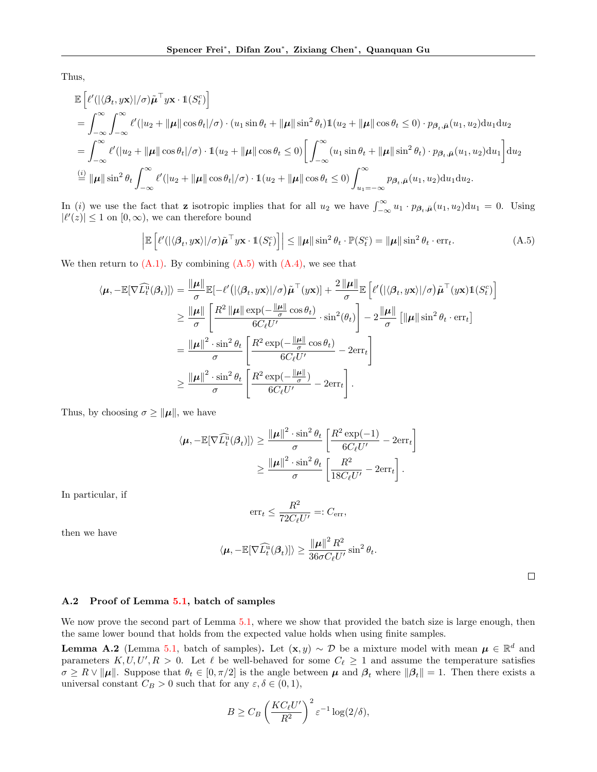Thus,

$$
\begin{aligned}
&\mathbb{E}\left[\ell'(|\langle \boldsymbol{\beta}_t, y\mathbf{x}\rangle|/\sigma)\tilde{\boldsymbol{\mu}}^\top y\mathbf{x}\cdot \mathbb{1}(S_t^c)\right] \\
&= \int_{-\infty}^{\infty}\int_{-\infty}^{\infty} \ell'(|u_2 + \|\boldsymbol{\mu}\|\cos\theta_t|/\sigma)\cdot(u_1\sin\theta_t + \|\boldsymbol{\mu}\|\sin^2\theta_t)\mathbb{1}(u_2+\|\boldsymbol{\mu}\|\cos\theta_t \le 0)\cdot p_{\boldsymbol{\beta}_t,\bar{\boldsymbol{\mu}}}(u_1,u_2)\mathrm{d}u_1\mathrm{d}u_2 \\
&= \int_{-\infty}^{\infty} \ell'(|u_2 + \|\boldsymbol{\mu}\|\cos\theta_t|/\sigma)\cdot \mathbb{1}(u_2+\|\boldsymbol{\mu}\|\cos\theta_t \le 0)\left[\int_{-\infty}^{\infty}(u_1\sin\theta_t + \|\boldsymbol{\mu}\|\sin^2\theta_t)\cdot p_{\boldsymbol{\beta}_t,\bar{\boldsymbol{\mu}}}(u_1,u_2)\mathrm{d}u_1\right]\mathrm{d}u_2 \\
&\overset{(i)}{=} \|\boldsymbol{\mu}\|\sin^2\theta_t\int_{-\infty}^{\infty}\ell'(|u_2 + \|\boldsymbol{\mu}\|\cos\theta_t|/\sigma)\cdot\mathbb{1}(u_2+\|\boldsymbol{\mu}\|\cos\theta_t \le 0)\int_{u_1=-\infty}^{\infty} p_{\boldsymbol{\beta}_t,\bar{\boldsymbol{\mu}}}(u_1,u_2)\mathrm{d}u_1\mathrm{d}u_2.
\end{aligned}
$$

In $(i)$ we use the fact that $\mathbf{z}$ isotropic implies that for all $u_2$ we have $\int_{-\infty}^{\infty} u_1\cdot p_{\boldsymbol{\beta}_t,\bar{\boldsymbol{\mu}}}(u_1,u_2)\mathrm{d}u_1 = 0$. Using $|\ell'(z)|\le 1$ on $[0,\infty)$, we can therefore bound

$$
\left|\mathbb{E}\left[\ell'(|\langle \boldsymbol{\beta}_t, y\mathbf{x}\rangle|/\sigma)\tilde{\boldsymbol{\mu}}^\top y\mathbf{x}\cdot\mathbb{1}(S_t^c)\right]\right| \le \|\boldsymbol{\mu}\|\sin^2\theta_t\cdot\mathbb{P}(S_t^c) = \|\boldsymbol{\mu}\|\sin^2\theta_t\cdot \mathrm{err}_t. \tag{A.5}
$$

We then return to (A.1). By combining (A.5) with (A.4), we see that

$$
\begin{aligned}
\langle\boldsymbol{\mu}, -\mathbb{E}[\nabla\widehat{L}_t^{\mathrm{u}}(\boldsymbol{\beta}_t)]\rangle &= \frac{\|\boldsymbol{\mu}\|}{\sigma}\mathbb{E}[-\ell'\big(|\langle\boldsymbol{\beta}_t, y\mathbf{x}\rangle|/\sigma\big)\tilde{\boldsymbol{\mu}}^\top(y\mathbf{x})] + \frac{2\|\boldsymbol{\mu}\|}{\sigma}\mathbb{E}\left[\ell'\big(|\langle\boldsymbol{\beta}_t, y\mathbf{x}\rangle|/\sigma\big)\tilde{\boldsymbol{\mu}}^\top(y\mathbf{x})\mathbb{1}(S_t^c)\right] \\
&\ge \frac{\|\boldsymbol{\mu}\|}{\sigma}\left[\frac{R^2\|\boldsymbol{\mu}\|\exp(-\frac{\|\boldsymbol{\mu}\|}{\sigma}\cos\theta_t)}{6C_\ell U'}\cdot\sin^2(\theta_t)\right] - 2\frac{\|\boldsymbol{\mu}\|}{\sigma}\left[\|\boldsymbol{\mu}\|\sin^2\theta_t\cdot\mathrm{err}_t\right] \\
&= \frac{\|\boldsymbol{\mu}\|^2\cdot\sin^2\theta_t}{\sigma}\left[\frac{R^2\exp(-\frac{\|\boldsymbol{\mu}\|}{\sigma}\cos\theta_t)}{6C_\ell U'} - 2\mathrm{err}_t\right] \\
&\ge \frac{\|\boldsymbol{\mu}\|^2\cdot\sin^2\theta_t}{\sigma}\left[\frac{R^2\exp(-\frac{\|\boldsymbol{\mu}\|}{\sigma})}{6C_\ell U'} - 2\mathrm{err}_t\right].
\end{aligned}
$$

Thus, by choosing $\sigma\ge\|\boldsymbol{\mu}\|$, we have

$$
\begin{aligned}
\langle\boldsymbol{\mu}, -\mathbb{E}[\nabla\widehat{L}_t^{\mathrm{u}}(\boldsymbol{\beta}_t)]\rangle &\ge \frac{\|\boldsymbol{\mu}\|^2\cdot\sin^2\theta_t}{\sigma}\left[\frac{R^2\exp(-1)}{6C_\ell U'} - 2\mathrm{err}_t\right] \\
&\ge \frac{\|\boldsymbol{\mu}\|^2\cdot\sin^2\theta_t}{\sigma}\left[\frac{R^2}{18C_\ell U'} - 2\mathrm{err}_t\right].
\end{aligned}
$$

In particular, if

$$
\mathrm{err}_t \le \frac{R^2}{72C_\ell U'} =: C_{\mathrm{err}},
$$

then we have

$$
\langle\boldsymbol{\mu}, -\mathbb{E}[\nabla\widehat{L}_t^{\mathrm{u}}(\boldsymbol{\beta}_t)]\rangle \ge \frac{\|\boldsymbol{\mu}\|^2 R^2}{36\sigma C_\ell U'}\sin^2\theta_t.
$$

□

### A.2 Proof of Lemma 5.1, batch of samples

We now prove the second part of Lemma 5.1, where we show that provided the batch size is large enough, then the same lower bound that holds from the expected value holds when using finite samples.

**Lemma A.2** (Lemma 5.1, batch of samples)**.** Let $(\mathbf{x}, y)\sim\mathcal{D}$ be a mixture model with mean $\boldsymbol{\mu}\in\mathbb{R}^d$ and parameters $K, U, U', R > 0$. Let $\ell$ be well-behaved for some $C_\ell\ge 1$ and assume the temperature satisfies $\sigma\ge R\vee\|\boldsymbol{\mu}\|$. Suppose that $\theta_t\in[0,\pi/2]$ is the angle between $\boldsymbol{\mu}$ and $\boldsymbol{\beta}_t$ where $\|\boldsymbol{\beta}_t\| = 1$. Then there exists a universal constant $C_B > 0$ such that for any $\varepsilon,\delta\in(0,1)$,

$$
B \ge C_B\left(\frac{KC_\ell U'}{R^2}\right)^2\varepsilon^{-1}\log(2/\delta),
$$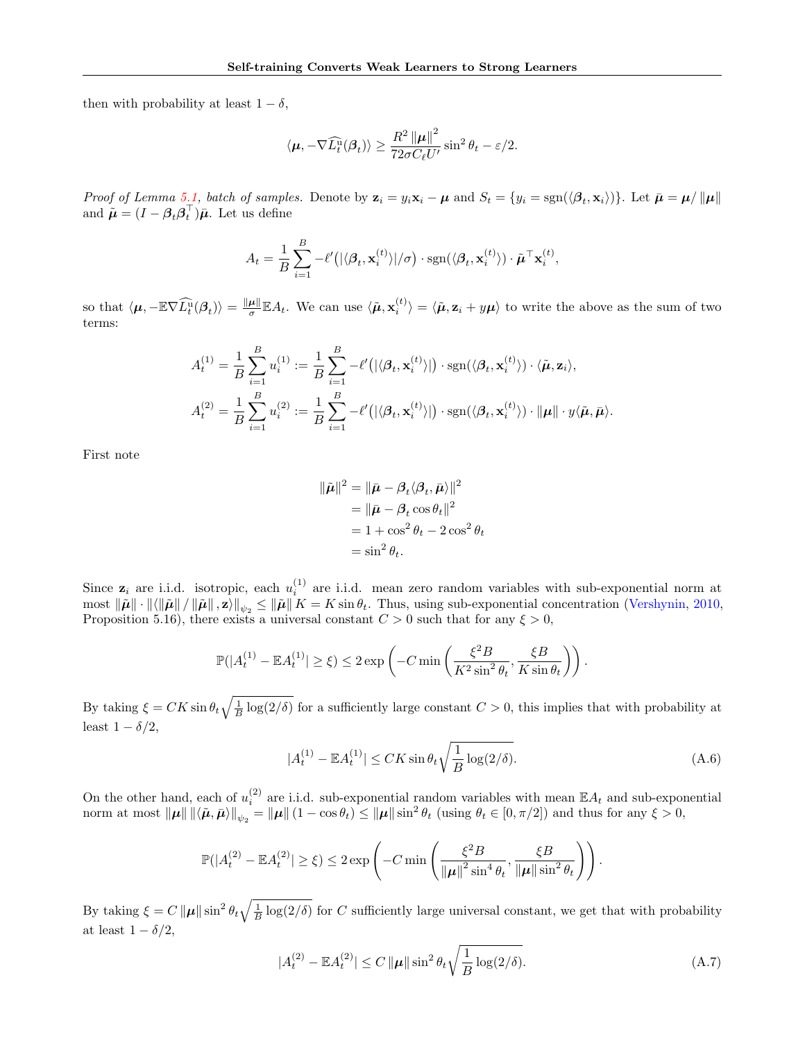then with probability at least $1-\delta$,

$$\langle \boldsymbol{\mu}, -\nabla \widehat{L_t^{\mathrm{u}}}(\boldsymbol{\beta}_t)\rangle \geq \frac{R^2 \left\|\boldsymbol{\mu}\right\|^2}{72\sigma C_\ell U'} \sin^2\theta_t - \varepsilon/2.$$

*Proof of Lemma 5.1, batch of samples.* Denote by $\mathbf{z}_i = y_i \mathbf{x}_i - \boldsymbol{\mu}$ and $S_t = \{y_i = \mathrm{sgn}(\langle \boldsymbol{\beta}_t, \mathbf{x}_i\rangle)\}$. Let $\bar{\boldsymbol{\mu}} = \boldsymbol{\mu}/\left\|\boldsymbol{\mu}\right\|$ and $\tilde{\boldsymbol{\mu}} = (I - \boldsymbol{\beta}_t\boldsymbol{\beta}_t^\top)\bar{\boldsymbol{\mu}}$. Let us define

$$A_t = \frac{1}{B}\sum_{i=1}^B -\ell'\big(|\langle \boldsymbol{\beta}_t, \mathbf{x}_i^{(t)}\rangle|/\sigma\big)\cdot \mathrm{sgn}(\langle \boldsymbol{\beta}_t, \mathbf{x}_i^{(t)}\rangle)\cdot \tilde{\boldsymbol{\mu}}^\top \mathbf{x}_i^{(t)},$$

so that $\langle \boldsymbol{\mu}, -\mathbb{E}\nabla \widehat{L_t^{\mathrm{u}}}(\boldsymbol{\beta}_t)\rangle = \frac{\|\boldsymbol{\mu}\|}{\sigma}\mathbb{E}A_t$. We can use $\langle \tilde{\boldsymbol{\mu}}, \mathbf{x}_i^{(t)}\rangle = \langle \tilde{\boldsymbol{\mu}}, \mathbf{z}_i + y\boldsymbol{\mu}\rangle$ to write the above as the sum of two terms:

$$A_t^{(1)} = \frac{1}{B}\sum_{i=1}^B u_i^{(1)} := \frac{1}{B}\sum_{i=1}^B -\ell'\big(|\langle \boldsymbol{\beta}_t, \mathbf{x}_i^{(t)}\rangle|\big)\cdot \mathrm{sgn}(\langle \boldsymbol{\beta}_t, \mathbf{x}_i^{(t)}\rangle)\cdot \langle \tilde{\boldsymbol{\mu}}, \mathbf{z}_i\rangle,$$
$$A_t^{(2)} = \frac{1}{B}\sum_{i=1}^B u_i^{(2)} := \frac{1}{B}\sum_{i=1}^B -\ell'\big(|\langle \boldsymbol{\beta}_t, \mathbf{x}_i^{(t)}\rangle|\big)\cdot \mathrm{sgn}(\langle \boldsymbol{\beta}_t, \mathbf{x}_i^{(t)}\rangle)\cdot \left\|\boldsymbol{\mu}\right\|\cdot y\langle \tilde{\boldsymbol{\mu}}, \bar{\boldsymbol{\mu}}\rangle.$$

First note

$$\begin{aligned}
\left\|\tilde{\boldsymbol{\mu}}\right\|^2 &= \left\|\bar{\boldsymbol{\mu}} - \boldsymbol{\beta}_t\langle \boldsymbol{\beta}_t, \bar{\boldsymbol{\mu}}\rangle\right\|^2\\
&= \left\|\bar{\boldsymbol{\mu}} - \boldsymbol{\beta}_t\cos\theta_t\right\|^2\\
&= 1 + \cos^2\theta_t - 2\cos^2\theta_t\\
&= \sin^2\theta_t.
\end{aligned}$$

Since $\mathbf{z}_i$ are i.i.d. isotropic, each $u_i^{(1)}$ are i.i.d. mean zero random variables with sub-exponential norm at most $\left\|\tilde{\boldsymbol{\mu}}\right\|\cdot\|\langle \left\|\tilde{\boldsymbol{\mu}}\right\|/\left\|\tilde{\boldsymbol{\mu}}\right\|, \mathbf{z}\rangle\|_{\psi_2} \leq \left\|\tilde{\boldsymbol{\mu}}\right\| K = K\sin\theta_t$. Thus, using sub-exponential concentration (Vershynin, 2010, Proposition 5.16), there exists a universal constant $C>0$ such that for any $\xi>0$,

$$\mathbb{P}(|A_t^{(1)} - \mathbb{E}A_t^{(1)}| \geq \xi) \leq 2\exp\left(-C\min\left(\frac{\xi^2 B}{K^2\sin^2\theta_t}, \frac{\xi B}{K\sin\theta_t}\right)\right).$$

By taking $\xi = CK\sin\theta_t\sqrt{\frac{1}{B}\log(2/\delta)}$ for a sufficiently large constant $C>0$, this implies that with probability at least $1-\delta/2$,

$$|A_t^{(1)} - \mathbb{E}A_t^{(1)}| \leq CK\sin\theta_t\sqrt{\frac{1}{B}\log(2/\delta)}. \tag{A.6}$$

On the other hand, each of $u_i^{(2)}$ are i.i.d. sub-exponential random variables with mean $\mathbb{E}A_t$ and sub-exponential norm at most $\left\|\boldsymbol{\mu}\right\|\left\|\langle \tilde{\boldsymbol{\mu}}, \bar{\boldsymbol{\mu}}\rangle\right\|_{\psi_2} = \left\|\boldsymbol{\mu}\right\|(1-\cos\theta_t) \leq \left\|\boldsymbol{\mu}\right\|\sin^2\theta_t$ (using $\theta_t\in[0,\pi/2]$) and thus for any $\xi>0$,

$$\mathbb{P}(|A_t^{(2)} - \mathbb{E}A_t^{(2)}| \geq \xi) \leq 2\exp\left(-C\min\left(\frac{\xi^2 B}{\left\|\boldsymbol{\mu}\right\|^2\sin^4\theta_t}, \frac{\xi B}{\left\|\boldsymbol{\mu}\right\|\sin^2\theta_t}\right)\right).$$

By taking $\xi = C\left\|\boldsymbol{\mu}\right\|\sin^2\theta_t\sqrt{\frac{1}{B}\log(2/\delta)}$ for $C$ sufficiently large universal constant, we get that with probability at least $1-\delta/2$,

$$|A_t^{(2)} - \mathbb{E}A_t^{(2)}| \leq C\left\|\boldsymbol{\mu}\right\|\sin^2\theta_t\sqrt{\frac{1}{B}\log(2/\delta)}. \tag{A.7}$$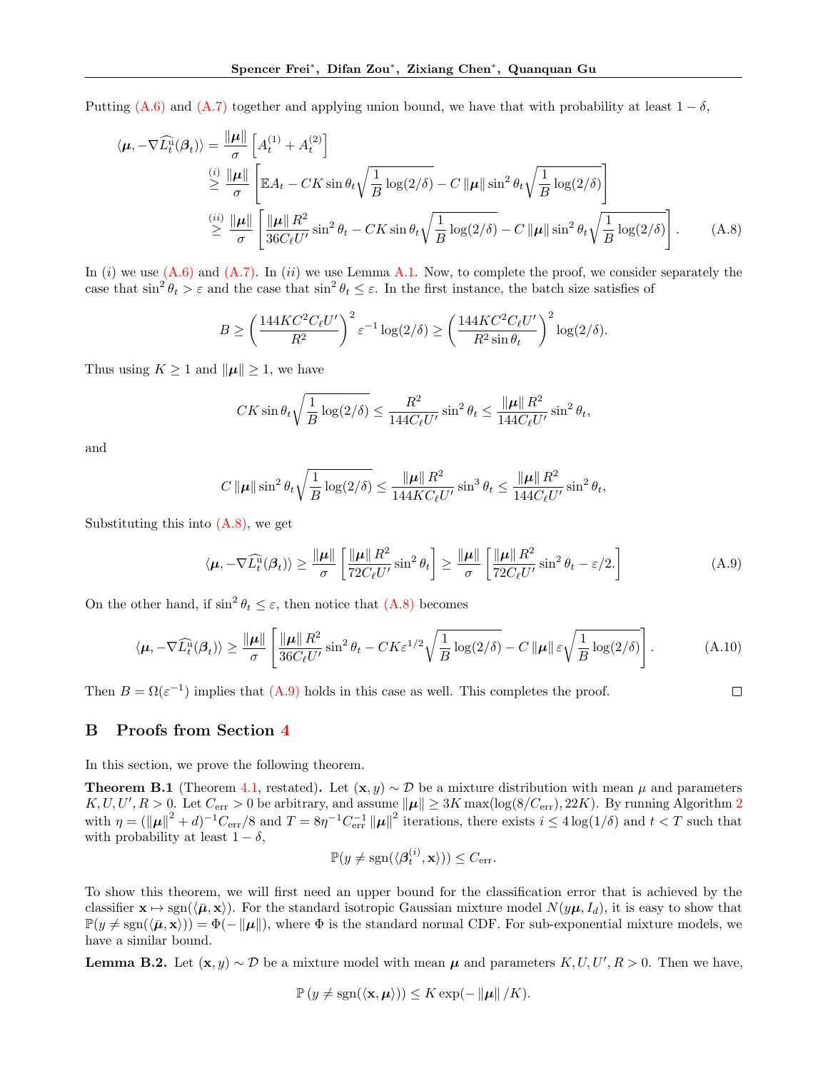Putting (A.6) and (A.7) together and applying union bound, we have that with probability at least $1-\delta$,

$$
\begin{aligned}
\langle \boldsymbol{\mu}, -\nabla \widehat{L}_t^{\mathrm{u}}(\boldsymbol{\beta}_t)\rangle &= \frac{\|\boldsymbol{\mu}\|}{\sigma}\left[A_t^{(1)} + A_t^{(2)}\right] \\
&\overset{(i)}{\geq} \frac{\|\boldsymbol{\mu}\|}{\sigma}\left[\mathbb{E}A_t - CK\sin\theta_t\sqrt{\frac{1}{B}\log(2/\delta)} - C\|\boldsymbol{\mu}\|\sin^2\theta_t\sqrt{\frac{1}{B}\log(2/\delta)}\right] \\
&\overset{(ii)}{\geq} \frac{\|\boldsymbol{\mu}\|}{\sigma}\left[\frac{\|\boldsymbol{\mu}\| R^2}{36C_\ell U'}\sin^2\theta_t - CK\sin\theta_t\sqrt{\frac{1}{B}\log(2/\delta)} - C\|\boldsymbol{\mu}\|\sin^2\theta_t\sqrt{\frac{1}{B}\log(2/\delta)}\right]. \qquad \text{(A.8)}
\end{aligned}
$$

In $(i)$ we use (A.6) and (A.7). In $(ii)$ we use Lemma A.1. Now, to complete the proof, we consider separately the case that $\sin^2\theta_t > \varepsilon$ and the case that $\sin^2\theta_t \leq \varepsilon$. In the first instance, the batch size satisfies of

$$
B \geq \left(\frac{144KC^2C_\ell U'}{R^2}\right)^2 \varepsilon^{-1}\log(2/\delta) \geq \left(\frac{144KC^2C_\ell U'}{R^2\sin\theta_t}\right)^2\log(2/\delta).
$$

Thus using $K\geq 1$ and $\|\boldsymbol{\mu}\|\geq 1$, we have

$$
CK\sin\theta_t\sqrt{\frac{1}{B}\log(2/\delta)} \leq \frac{R^2}{144C_\ell U'}\sin^2\theta_t \leq \frac{\|\boldsymbol{\mu}\| R^2}{144C_\ell U'}\sin^2\theta_t,
$$

and

$$
C\|\boldsymbol{\mu}\|\sin^2\theta_t\sqrt{\frac{1}{B}\log(2/\delta)} \leq \frac{\|\boldsymbol{\mu}\| R^2}{144KC_\ell U'}\sin^3\theta_t \leq \frac{\|\boldsymbol{\mu}\| R^2}{144C_\ell U'}\sin^2\theta_t,
$$

Substituting this into (A.8), we get

$$
\langle \boldsymbol{\mu}, -\nabla \widehat{L}_t^{\mathrm{u}}(\boldsymbol{\beta}_t)\rangle \geq \frac{\|\boldsymbol{\mu}\|}{\sigma}\left[\frac{\|\boldsymbol{\mu}\| R^2}{72C_\ell U'}\sin^2\theta_t\right] \geq \frac{\|\boldsymbol{\mu}\|}{\sigma}\left[\frac{\|\boldsymbol{\mu}\| R^2}{72C_\ell U'}\sin^2\theta_t - \varepsilon/2.\right] \qquad \text{(A.9)}
$$

On the other hand, if $\sin^2\theta_t \leq \varepsilon$, then notice that (A.8) becomes

$$
\langle \boldsymbol{\mu}, -\nabla \widehat{L}_t^{\mathrm{u}}(\boldsymbol{\beta}_t)\rangle \geq \frac{\|\boldsymbol{\mu}\|}{\sigma}\left[\frac{\|\boldsymbol{\mu}\| R^2}{36C_\ell U'}\sin^2\theta_t - CK\varepsilon^{1/2}\sqrt{\frac{1}{B}\log(2/\delta)} - C\|\boldsymbol{\mu}\|\varepsilon\sqrt{\frac{1}{B}\log(2/\delta)}\right]. \qquad \text{(A.10)}
$$

Then $B = \Omega(\varepsilon^{-1})$ implies that (A.9) holds in this case as well. This completes the proof. $\square$

## B Proofs from Section 4

In this section, we prove the following theorem.

**Theorem B.1** (Theorem 4.1, restated)**.** Let $(\mathbf{x}, y)\sim\mathcal{D}$ be a mixture distribution with mean $\mu$ and parameters $K, U, U', R > 0$. Let $C_{\mathrm{err}} > 0$ be arbitrary, and assume $\|\boldsymbol{\mu}\| \geq 3K\max(\log(8/C_{\mathrm{err}}), 22K)$. By running Algorithm 2 with $\eta = (\|\boldsymbol{\mu}\|^2 + d)^{-1}C_{\mathrm{err}}/8$ and $T = 8\eta^{-1}C_{\mathrm{err}}^{-1}\|\boldsymbol{\mu}\|^2$ iterations, there exists $i \leq 4\log(1/\delta)$ and $t < T$ such that with probability at least $1-\delta$,

$$
\mathbb{P}(y \neq \mathrm{sgn}(\langle \boldsymbol{\beta}_t^{(i)}, \mathbf{x}\rangle)) \leq C_{\mathrm{err}}.
$$

To show this theorem, we will first need an upper bound for the classification error that is achieved by the classifier $\mathbf{x}\mapsto \mathrm{sgn}(\langle \bar{\boldsymbol{\mu}}, \mathbf{x}\rangle)$. For the standard isotropic Gaussian mixture model $N(y\boldsymbol{\mu}, I_d)$, it is easy to show that $\mathbb{P}(y\neq \mathrm{sgn}(\langle\bar{\boldsymbol{\mu}},\mathbf{x}\rangle)) = \Phi(-\|\boldsymbol{\mu}\|)$, where $\Phi$ is the standard normal CDF. For sub-exponential mixture models, we have a similar bound.

**Lemma B.2.** Let $(\mathbf{x}, y)\sim\mathcal{D}$ be a mixture model with mean $\boldsymbol{\mu}$ and parameters $K, U, U', R > 0$. Then we have,

$$
\mathbb{P}\left(y \neq \mathrm{sgn}(\langle \mathbf{x}, \boldsymbol{\mu}\rangle)\right) \leq K\exp(-\|\boldsymbol{\mu}\|/K).
$$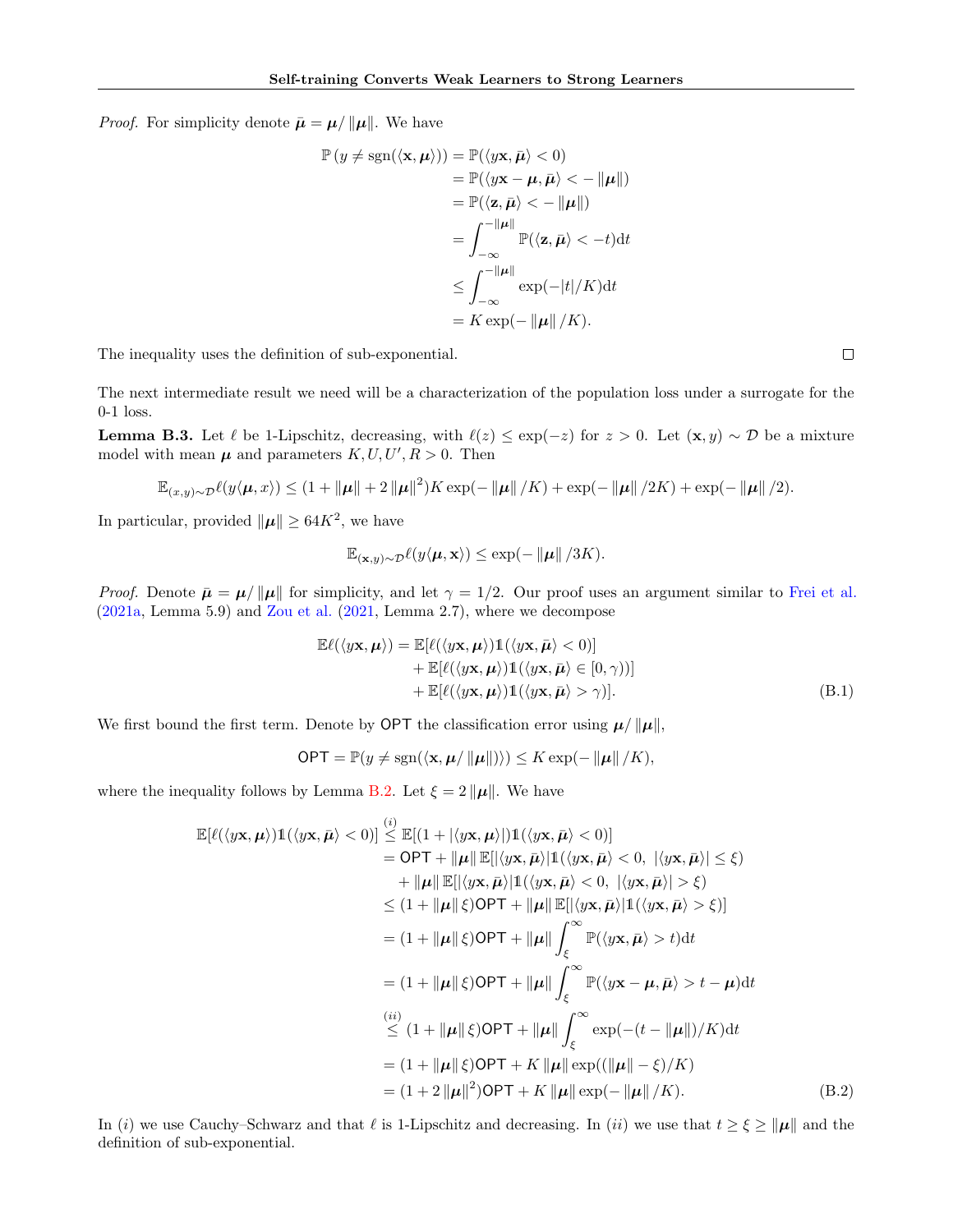*Proof.* For simplicity denote $\bar{\boldsymbol{\mu}} = \boldsymbol{\mu}/\|\boldsymbol{\mu}\|$. We have

$$
\begin{aligned}
\mathbb{P}\left(y \neq \operatorname{sgn}(\langle \mathbf{x}, \boldsymbol{\mu}\rangle)\right) &= \mathbb{P}(\langle y\mathbf{x}, \bar{\boldsymbol{\mu}}\rangle < 0) \\
&= \mathbb{P}(\langle y\mathbf{x} - \boldsymbol{\mu}, \bar{\boldsymbol{\mu}}\rangle < -\|\boldsymbol{\mu}\|) \\
&= \mathbb{P}(\langle \mathbf{z}, \bar{\boldsymbol{\mu}}\rangle < -\|\boldsymbol{\mu}\|) \\
&= \int_{-\infty}^{-\|\boldsymbol{\mu}\|} \mathbb{P}(\langle \mathbf{z}, \bar{\boldsymbol{\mu}}\rangle < -t)\mathrm{d}t \\
&\leq \int_{-\infty}^{-\|\boldsymbol{\mu}\|} \exp(-|t|/K)\mathrm{d}t \\
&= K\exp(-\|\boldsymbol{\mu}\|/K).
\end{aligned}
$$

The inequality uses the definition of sub-exponential. $\square$

The next intermediate result we need will be a characterization of the population loss under a surrogate for the 0-1 loss.

**Lemma B.3.** Let $\ell$ be 1-Lipschitz, decreasing, with $\ell(z) \leq \exp(-z)$ for $z > 0$. Let $(\mathbf{x}, y) \sim \mathcal{D}$ be a mixture model with mean $\boldsymbol{\mu}$ and parameters $K, U, U', R > 0$. Then

$$
\mathbb{E}_{(x,y)\sim\mathcal{D}}\ell(y\langle \boldsymbol{\mu}, x\rangle) \leq (1 + \|\boldsymbol{\mu}\| + 2\|\boldsymbol{\mu}\|^2)K\exp(-\|\boldsymbol{\mu}\|/K) + \exp(-\|\boldsymbol{\mu}\|/2K) + \exp(-\|\boldsymbol{\mu}\|/2).
$$

In particular, provided $\|\boldsymbol{\mu}\| \geq 64K^2$, we have

$$
\mathbb{E}_{(\mathbf{x},y)\sim\mathcal{D}}\ell(y\langle \boldsymbol{\mu}, \mathbf{x}\rangle) \leq \exp(-\|\boldsymbol{\mu}\|/3K).
$$

*Proof.* Denote $\bar{\boldsymbol{\mu}} = \boldsymbol{\mu}/\|\boldsymbol{\mu}\|$ for simplicity, and let $\gamma = 1/2$. Our proof uses an argument similar to Frei et al. (2021a, Lemma 5.9) and Zou et al. (2021, Lemma 2.7), where we decompose

$$
\begin{aligned}
\mathbb{E}\ell(\langle y\mathbf{x}, \boldsymbol{\mu}\rangle) = \mathbb{E}[&\ell(\langle y\mathbf{x}, \boldsymbol{\mu}\rangle)\mathbb{1}(\langle y\mathbf{x}, \bar{\boldsymbol{\mu}}\rangle < 0)] \\
&+ \mathbb{E}[\ell(\langle y\mathbf{x}, \boldsymbol{\mu}\rangle)\mathbb{1}(\langle y\mathbf{x}, \bar{\boldsymbol{\mu}}\rangle \in [0, \gamma))] \\
&+ \mathbb{E}[\ell(\langle y\mathbf{x}, \boldsymbol{\mu}\rangle)\mathbb{1}(\langle y\mathbf{x}, \bar{\boldsymbol{\mu}}\rangle > \gamma)].
\end{aligned} \tag{B.1}
$$

We first bound the first term. Denote by $\mathsf{OPT}$ the classification error using $\boldsymbol{\mu}/\|\boldsymbol{\mu}\|$,

$$
\mathsf{OPT} = \mathbb{P}(y \neq \operatorname{sgn}(\langle \mathbf{x}, \boldsymbol{\mu}/\|\boldsymbol{\mu}\|\rangle)) \leq K\exp(-\|\boldsymbol{\mu}\|/K),
$$

where the inequality follows by Lemma B.2. Let $\xi = 2\|\boldsymbol{\mu}\|$. We have

$$
\begin{aligned}
\mathbb{E}[\ell(\langle y\mathbf{x}, \boldsymbol{\mu}\rangle)\mathbb{1}(\langle y\mathbf{x}, \bar{\boldsymbol{\mu}}\rangle < 0)] &\overset{(i)}{\leq} \mathbb{E}[(1 + |\langle y\mathbf{x}, \boldsymbol{\mu}\rangle|)\mathbb{1}(\langle y\mathbf{x}, \bar{\boldsymbol{\mu}}\rangle < 0)] \\
&= \mathsf{OPT} + \|\boldsymbol{\mu}\|\,\mathbb{E}[|\langle y\mathbf{x}, \bar{\boldsymbol{\mu}}\rangle|\mathbb{1}(\langle y\mathbf{x}, \bar{\boldsymbol{\mu}}\rangle < 0,\ |\langle y\mathbf{x}, \bar{\boldsymbol{\mu}}\rangle| \leq \xi) \\
&\quad + \|\boldsymbol{\mu}\|\,\mathbb{E}[|\langle y\mathbf{x}, \bar{\boldsymbol{\mu}}\rangle|\mathbb{1}(\langle y\mathbf{x}, \bar{\boldsymbol{\mu}}\rangle < 0,\ |\langle y\mathbf{x}, \bar{\boldsymbol{\mu}}\rangle| > \xi) \\
&\leq (1 + \|\boldsymbol{\mu}\|\xi)\mathsf{OPT} + \|\boldsymbol{\mu}\|\,\mathbb{E}[|\langle y\mathbf{x}, \bar{\boldsymbol{\mu}}\rangle|\mathbb{1}(\langle y\mathbf{x}, \bar{\boldsymbol{\mu}}\rangle > \xi)] \\
&= (1 + \|\boldsymbol{\mu}\|\xi)\mathsf{OPT} + \|\boldsymbol{\mu}\|\int_{\xi}^{\infty} \mathbb{P}(\langle y\mathbf{x}, \bar{\boldsymbol{\mu}}\rangle > t)\mathrm{d}t \\
&= (1 + \|\boldsymbol{\mu}\|\xi)\mathsf{OPT} + \|\boldsymbol{\mu}\|\int_{\xi}^{\infty} \mathbb{P}(\langle y\mathbf{x} - \boldsymbol{\mu}, \bar{\boldsymbol{\mu}}\rangle > t - \boldsymbol{\mu})\mathrm{d}t \\
&\overset{(ii)}{\leq} (1 + \|\boldsymbol{\mu}\|\xi)\mathsf{OPT} + \|\boldsymbol{\mu}\|\int_{\xi}^{\infty} \exp(-(t - \|\boldsymbol{\mu}\|)/K)\mathrm{d}t \\
&= (1 + \|\boldsymbol{\mu}\|\xi)\mathsf{OPT} + K\|\boldsymbol{\mu}\|\exp((\|\boldsymbol{\mu}\| - \xi)/K) \\
&= (1 + 2\|\boldsymbol{\mu}\|^2)\mathsf{OPT} + K\|\boldsymbol{\mu}\|\exp(-\|\boldsymbol{\mu}\|/K).
\end{aligned} \tag{B.2}
$$

In $(i)$ we use Cauchy–Schwarz and that $\ell$ is 1-Lipschitz and decreasing. In $(ii)$ we use that $t \geq \xi \geq \|\boldsymbol{\mu}\|$ and the definition of sub-exponential.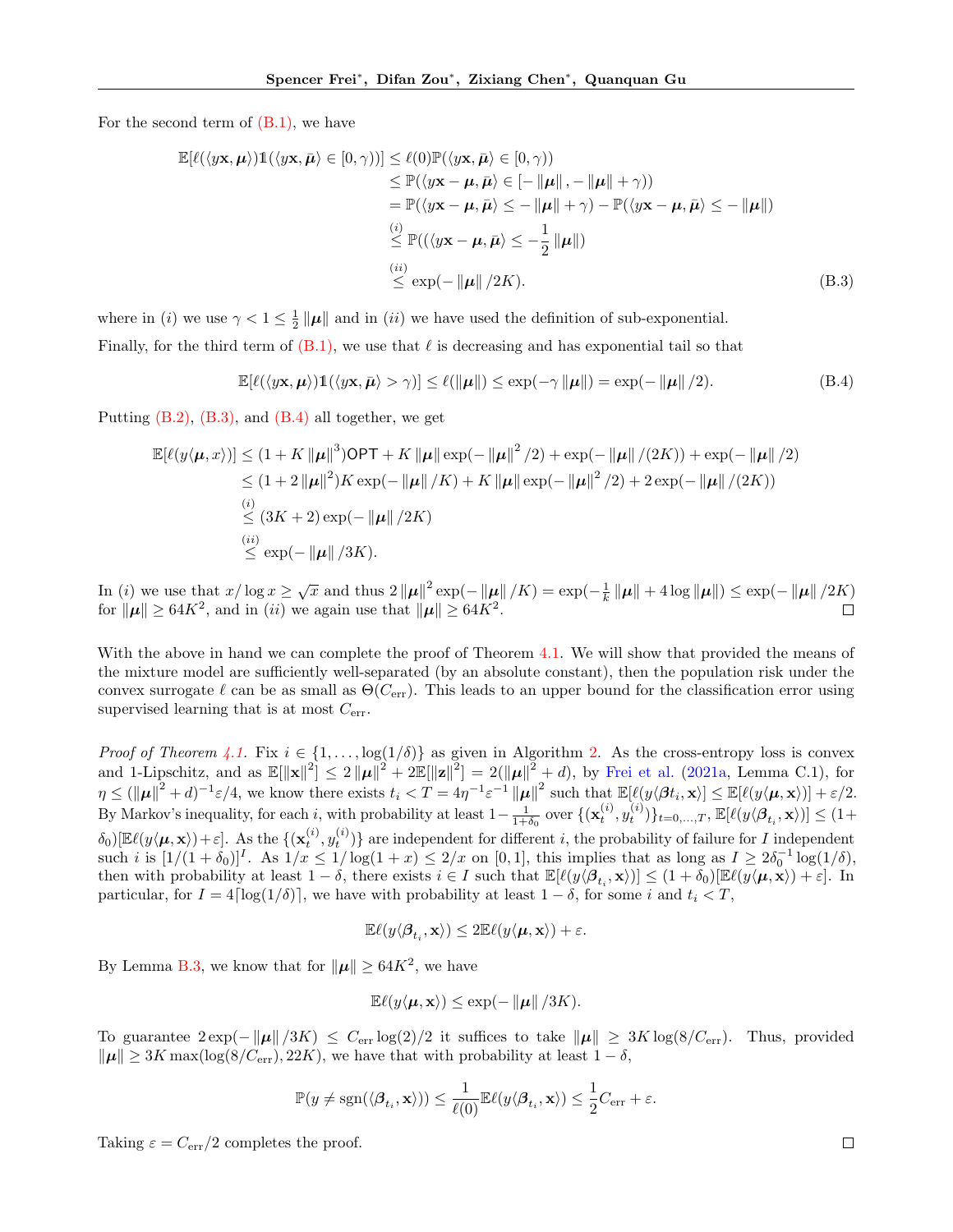For the second term of (B.1), we have

$$
\begin{aligned}
\mathbb{E}[\ell(\langle y\mathbf{x}, \boldsymbol{\mu}\rangle)\mathbb{1}(\langle y\mathbf{x}, \bar{\boldsymbol{\mu}}\rangle \in [0,\gamma))] &\le \ell(0)\mathbb{P}(\langle y\mathbf{x}, \bar{\boldsymbol{\mu}}\rangle \in [0,\gamma)) \\
&\le \mathbb{P}(\langle y\mathbf{x} - \boldsymbol{\mu}, \bar{\boldsymbol{\mu}}\rangle \in [-\|\boldsymbol{\mu}\|, -\|\boldsymbol{\mu}\| + \gamma)) \\
&= \mathbb{P}(\langle y\mathbf{x} - \boldsymbol{\mu}, \bar{\boldsymbol{\mu}}\rangle \le -\|\boldsymbol{\mu}\| + \gamma) - \mathbb{P}(\langle y\mathbf{x} - \boldsymbol{\mu}, \bar{\boldsymbol{\mu}}\rangle \le -\|\boldsymbol{\mu}\|) \\
&\overset{(i)}{\le} \mathbb{P}((\langle y\mathbf{x} - \boldsymbol{\mu}, \bar{\boldsymbol{\mu}}\rangle \le -\frac{1}{2}\|\boldsymbol{\mu}\|) \\
&\overset{(ii)}{\le} \exp(-\|\boldsymbol{\mu}\|/2K).
\end{aligned} \tag{B.3}
$$

where in $(i)$ we use $\gamma < 1 \le \frac{1}{2}\|\boldsymbol{\mu}\|$ and in $(ii)$ we have used the definition of sub-exponential.

Finally, for the third term of (B.1), we use that $\ell$ is decreasing and has exponential tail so that

$$
\mathbb{E}[\ell(\langle y\mathbf{x}, \boldsymbol{\mu}\rangle)\mathbb{1}(\langle y\mathbf{x}, \bar{\boldsymbol{\mu}}\rangle > \gamma)] \le \ell(\|\boldsymbol{\mu}\|) \le \exp(-\gamma\|\boldsymbol{\mu}\|) = \exp(-\|\boldsymbol{\mu}\|/2). \tag{B.4}
$$

Putting (B.2), (B.3), and (B.4) all together, we get

$$
\begin{aligned}
\mathbb{E}[\ell(y\langle \boldsymbol{\mu}, x\rangle)] &\le (1 + K\|\boldsymbol{\mu}\|^3)\mathsf{OPT} + K\|\boldsymbol{\mu}\|\exp(-\|\boldsymbol{\mu}\|^2/2) + \exp(-\|\boldsymbol{\mu}\|/(2K)) + \exp(-\|\boldsymbol{\mu}\|/2) \\
&\le (1 + 2\|\boldsymbol{\mu}\|^2)K\exp(-\|\boldsymbol{\mu}\|/K) + K\|\boldsymbol{\mu}\|\exp(-\|\boldsymbol{\mu}\|^2/2) + 2\exp(-\|\boldsymbol{\mu}\|/(2K)) \\
&\overset{(i)}{\le} (3K+2)\exp(-\|\boldsymbol{\mu}\|/2K) \\
&\overset{(ii)}{\le} \exp(-\|\boldsymbol{\mu}\|/3K).
\end{aligned}
$$

In $(i)$ we use that $x/\log x \ge \sqrt{x}$ and thus $2\|\boldsymbol{\mu}\|^2\exp(-\|\boldsymbol{\mu}\|/K) = \exp(-\frac{1}{k}\|\boldsymbol{\mu}\| + 4\log\|\boldsymbol{\mu}\|) \le \exp(-\|\boldsymbol{\mu}\|/2K)$ for $\|\boldsymbol{\mu}\| \ge 64K^2$, and in $(ii)$ we again use that $\|\boldsymbol{\mu}\| \ge 64K^2$. □

With the above in hand we can complete the proof of Theorem 4.1. We will show that provided the means of the mixture model are sufficiently well-separated (by an absolute constant), then the population risk under the convex surrogate $\ell$ can be as small as $\Theta(C_{\text{err}})$. This leads to an upper bound for the classification error using supervised learning that is at most $C_{\text{err}}$.

*Proof of Theorem 4.1.* Fix $i \in \{1, \dots, \log(1/\delta)\}$ as given in Algorithm 2. As the cross-entropy loss is convex and 1-Lipschitz, and as $\mathbb{E}[\|\mathbf{x}\|^2] \le 2\|\boldsymbol{\mu}\|^2 + 2\mathbb{E}[\|\mathbf{z}\|^2] = 2(\|\boldsymbol{\mu}\|^2 + d)$, by Frei et al. (2021a, Lemma C.1), for $\eta \le (\|\boldsymbol{\mu}\|^2 + d)^{-1}\varepsilon/4$, we know there exists $t_i < T = 4\eta^{-1}\varepsilon^{-1}\|\boldsymbol{\mu}\|^2$ such that $\mathbb{E}[\ell(y\langle \boldsymbol{\beta} t_i, \mathbf{x}\rangle] \le \mathbb{E}[\ell(y\langle \boldsymbol{\mu}, \mathbf{x}\rangle)] + \varepsilon/2$. By Markov's inequality, for each $i$, with probability at least $1 - \frac{1}{1+\delta_0}$ over $\{(\mathbf{x}_t^{(i)}, y_t^{(i)})\}_{t=0,\dots,T}$, $\mathbb{E}[\ell(y\langle \boldsymbol{\beta}_{t_i}, \mathbf{x}\rangle)] \le (1 + \delta_0)[\mathbb{E}\ell(y\langle \boldsymbol{\mu}, \mathbf{x}\rangle) + \varepsilon]$. As the $\{(\mathbf{x}_t^{(i)}, y_t^{(i)})\}$ are independent for different $i$, the probability of failure for $I$ independent such $i$ is $[1/(1+\delta_0)]^I$. As $1/x \le 1/\log(1+x) \le 2/x$ on $[0,1]$, this implies that as long as $I \ge 2\delta_0^{-1}\log(1/\delta)$, then with probability at least $1-\delta$, there exists $i \in I$ such that $\mathbb{E}[\ell(y\langle \boldsymbol{\beta}_{t_i}, \mathbf{x}\rangle)] \le (1+\delta_0)[\mathbb{E}\ell(y\langle \boldsymbol{\mu}, \mathbf{x}\rangle) + \varepsilon]$. In particular, for $I = 4\lceil \log(1/\delta)\rceil$, we have with probability at least $1-\delta$, for some $i$ and $t_i < T$,

$$
\mathbb{E}\ell(y\langle \boldsymbol{\beta}_{t_i}, \mathbf{x}\rangle) \le 2\mathbb{E}\ell(y\langle \boldsymbol{\mu}, \mathbf{x}\rangle) + \varepsilon.
$$

By Lemma B.3, we know that for $\|\boldsymbol{\mu}\| \ge 64K^2$, we have

$$
\mathbb{E}\ell(y\langle \boldsymbol{\mu}, \mathbf{x}\rangle) \le \exp(-\|\boldsymbol{\mu}\|/3K).
$$

To guarantee $2\exp(-\|\boldsymbol{\mu}\|/3K) \le C_{\text{err}}\log(2)/2$ it suffices to take $\|\boldsymbol{\mu}\| \ge 3K\log(8/C_{\text{err}})$. Thus, provided $\|\boldsymbol{\mu}\| \ge 3K\max(\log(8/C_{\text{err}}), 22K)$, we have that with probability at least $1-\delta$,

$$
\mathbb{P}(y \ne \text{sgn}(\langle \boldsymbol{\beta}_{t_i}, \mathbf{x}\rangle)) \le \frac{1}{\ell(0)}\mathbb{E}\ell(y\langle \boldsymbol{\beta}_{t_i}, \mathbf{x}\rangle) \le \frac{1}{2}C_{\text{err}} + \varepsilon.
$$

Taking $\varepsilon = C_{\text{err}}/2$ completes the proof. □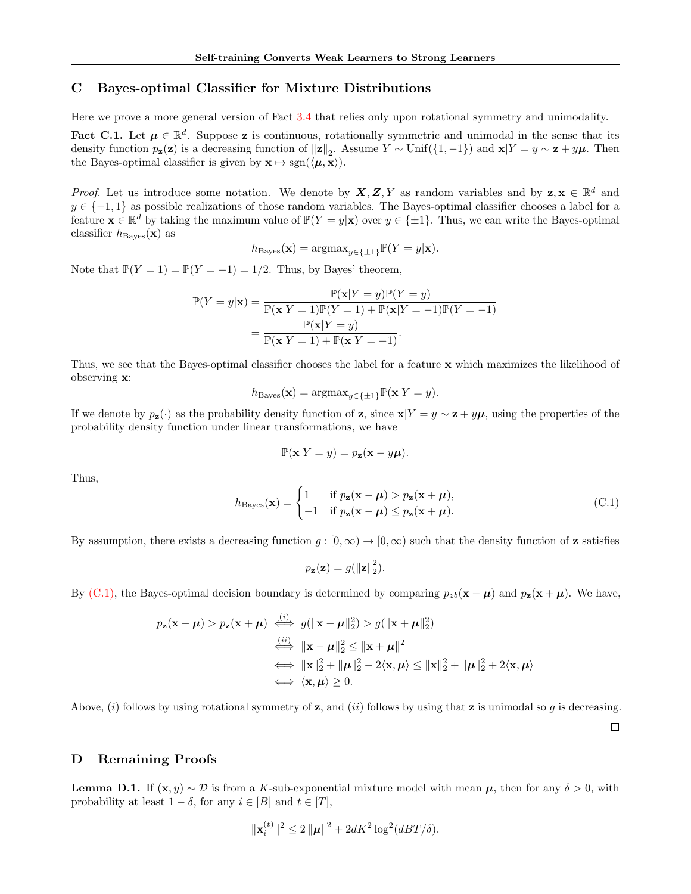## C Bayes-optimal Classifier for Mixture Distributions

Here we prove a more general version of Fact 3.4 that relies only upon rotational symmetry and unimodality.

**Fact C.1.** Let $\boldsymbol{\mu} \in \mathbb{R}^d$. Suppose $\mathbf{z}$ is continuous, rotationally symmetric and unimodal in the sense that its density function $p_{\mathbf{z}}(\mathbf{z})$ is a decreasing function of $\|\mathbf{z}\|_2$. Assume $Y \sim \mathrm{Unif}(\{1, -1\})$ and $\mathbf{x}|Y = y \sim \mathbf{z} + y\boldsymbol{\mu}$. Then the Bayes-optimal classifier is given by $\mathbf{x} \mapsto \mathrm{sgn}(\langle \boldsymbol{\mu}, \mathbf{x}\rangle)$.

*Proof.* Let us introduce some notation. We denote by $\boldsymbol{X}, \boldsymbol{Z}, Y$ as random variables and by $\mathbf{z}, \mathbf{x} \in \mathbb{R}^d$ and $y \in \{-1, 1\}$ as possible realizations of those random variables. The Bayes-optimal classifier chooses a label for a feature $\mathbf{x} \in \mathbb{R}^d$ by taking the maximum value of $\mathbb{P}(Y = y|\mathbf{x})$ over $y \in \{\pm 1\}$. Thus, we can write the Bayes-optimal classifier $h_{\mathrm{Bayes}}(\mathbf{x})$ as

$$h_{\mathrm{Bayes}}(\mathbf{x}) = \mathrm{argmax}_{y \in \{\pm 1\}} \mathbb{P}(Y = y|\mathbf{x}).$$

Note that $\mathbb{P}(Y = 1) = \mathbb{P}(Y = -1) = 1/2$. Thus, by Bayes' theorem,

$$\begin{aligned}
\mathbb{P}(Y = y|\mathbf{x}) &= \frac{\mathbb{P}(\mathbf{x}|Y = y)\mathbb{P}(Y = y)}{\mathbb{P}(\mathbf{x}|Y = 1)\mathbb{P}(Y = 1) + \mathbb{P}(\mathbf{x}|Y = -1)\mathbb{P}(Y = -1)} \\
&= \frac{\mathbb{P}(\mathbf{x}|Y = y)}{\mathbb{P}(\mathbf{x}|Y = 1) + \mathbb{P}(\mathbf{x}|Y = -1)}.
\end{aligned}$$

Thus, we see that the Bayes-optimal classifier chooses the label for a feature $\mathbf{x}$ which maximizes the likelihood of observing $\mathbf{x}$:

$$h_{\mathrm{Bayes}}(\mathbf{x}) = \mathrm{argmax}_{y \in \{\pm 1\}} \mathbb{P}(\mathbf{x}|Y = y).$$

If we denote by $p_{\mathbf{z}}(\cdot)$ as the probability density function of $\mathbf{z}$, since $\mathbf{x}|Y = y \sim \mathbf{z} + y\boldsymbol{\mu}$, using the properties of the probability density function under linear transformations, we have

$$\mathbb{P}(\mathbf{x}|Y = y) = p_{\mathbf{z}}(\mathbf{x} - y\boldsymbol{\mu}).$$

Thus,

$$h_{\mathrm{Bayes}}(\mathbf{x}) = \begin{cases} 1 & \text{if } p_{\mathbf{z}}(\mathbf{x} - \boldsymbol{\mu}) > p_{\mathbf{z}}(\mathbf{x} + \boldsymbol{\mu}), \\ -1 & \text{if } p_{\mathbf{z}}(\mathbf{x} - \boldsymbol{\mu}) \le p_{\mathbf{z}}(\mathbf{x} + \boldsymbol{\mu}). \end{cases} \tag{C.1}$$

By assumption, there exists a decreasing function $g : [0, \infty) \to [0, \infty)$ such that the density function of $\mathbf{z}$ satisfies

$$p_{\mathbf{z}}(\mathbf{z}) = g(\|\mathbf{z}\|_2^2).$$

By (C.1), the Bayes-optimal decision boundary is determined by comparing $p_{zb}(\mathbf{x} - \boldsymbol{\mu})$ and $p_{\mathbf{z}}(\mathbf{x} + \boldsymbol{\mu})$. We have,

$$\begin{aligned}
p_{\mathbf{z}}(\mathbf{x} - \boldsymbol{\mu}) > p_{\mathbf{z}}(\mathbf{x} + \boldsymbol{\mu}) &\overset{(i)}{\iff} g(\|\mathbf{x} - \boldsymbol{\mu}\|_2^2) > g(\|\mathbf{x} + \boldsymbol{\mu}\|_2^2) \\
&\overset{(ii)}{\iff} \|\mathbf{x} - \boldsymbol{\mu}\|_2^2 \le \|\mathbf{x} + \boldsymbol{\mu}\|^2 \\
&\iff \|\mathbf{x}\|_2^2 + \|\boldsymbol{\mu}\|_2^2 - 2\langle \mathbf{x}, \boldsymbol{\mu}\rangle \le \|\mathbf{x}\|_2^2 + \|\boldsymbol{\mu}\|_2^2 + 2\langle \mathbf{x}, \boldsymbol{\mu}\rangle \\
&\iff \langle \mathbf{x}, \boldsymbol{\mu}\rangle \ge 0.
\end{aligned}$$

Above, $(i)$ follows by using rotational symmetry of $\mathbf{z}$, and $(ii)$ follows by using that $\mathbf{z}$ is unimodal so $g$ is decreasing. □

## D Remaining Proofs

**Lemma D.1.** If $(\mathbf{x}, y) \sim \mathcal{D}$ is from a $K$-sub-exponential mixture model with mean $\boldsymbol{\mu}$, then for any $\delta > 0$, with probability at least $1 - \delta$, for any $i \in [B]$ and $t \in [T]$,

$$\|\mathbf{x}_i^{(t)}\|^2 \le 2\|\boldsymbol{\mu}\|^2 + 2dK^2 \log^2(dBT/\delta).$$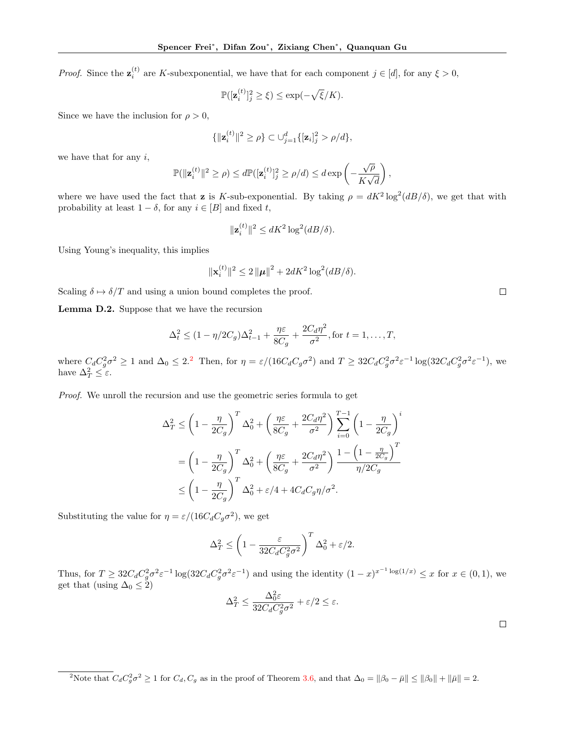*Proof.* Since the $\mathbf{z}_i^{(t)}$ are $K$-subexponential, we have that for each component $j \in [d]$, for any $\xi > 0$,

$$\mathbb{P}([\mathbf{z}_i^{(t)}]_j^2 \geq \xi) \leq \exp(-\sqrt{\xi}/K).$$

Since we have the inclusion for $\rho > 0$,

$$\{\|\mathbf{z}_i^{(t)}\|^2 \geq \rho\} \subset \cup_{j=1}^d \{[\mathbf{z}_i]_j^2 > \rho/d\},$$

we have that for any $i$,

$$\mathbb{P}(\|\mathbf{z}_i^{(t)}\|^2 \geq \rho) \leq d\mathbb{P}([\mathbf{z}_i^{(t)}]_j^2 \geq \rho/d) \leq d\exp\left(-\frac{\sqrt{\rho}}{K\sqrt{d}}\right),$$

where we have used the fact that $\mathbf{z}$ is $K$-sub-exponential. By taking $\rho = dK^2\log^2(dB/\delta)$, we get that with probability at least $1-\delta$, for any $i \in [B]$ and fixed $t$,

$$\|\mathbf{z}_i^{(t)}\|^2 \leq dK^2\log^2(dB/\delta).$$

Using Young's inequality, this implies

$$\|\mathbf{x}_i^{(t)}\|^2 \leq 2\|\boldsymbol{\mu}\|^2 + 2dK^2\log^2(dB/\delta).$$

Scaling $\delta \mapsto \delta/T$ and using a union bound completes the proof. $\square$

**Lemma D.2.** Suppose that we have the recursion

$$\Delta_t^2 \leq (1-\eta/2C_g)\Delta_{t-1}^2 + \frac{\eta\varepsilon}{8C_g} + \frac{2C_d\eta^2}{\sigma^2}, \text{for } t = 1, \dots, T,$$

where $C_dC_g^2\sigma^2 \geq 1$ and $\Delta_0 \leq 2$.[2] Then, for $\eta = \varepsilon/(16C_dC_g\sigma^2)$ and $T \geq 32C_dC_g^2\sigma^2\varepsilon^{-1}\log(32C_dC_g^2\sigma^2\varepsilon^{-1})$, we have $\Delta_T^2 \leq \varepsilon$.

*Proof.* We unroll the recursion and use the geometric series formula to get

$$\begin{aligned}
\Delta_T^2 &\leq \left(1-\frac{\eta}{2C_g}\right)^T \Delta_0^2 + \left(\frac{\eta\varepsilon}{8C_g} + \frac{2C_d\eta^2}{\sigma^2}\right)\sum_{i=0}^{T-1}\left(1-\frac{\eta}{2C_g}\right)^i \\
&= \left(1-\frac{\eta}{2C_g}\right)^T \Delta_0^2 + \left(\frac{\eta\varepsilon}{8C_g} + \frac{2C_d\eta^2}{\sigma^2}\right)\frac{1-\left(1-\frac{\eta}{2C_g}\right)^T}{\eta/2C_g} \\
&\leq \left(1-\frac{\eta}{2C_g}\right)^T \Delta_0^2 + \varepsilon/4 + 4C_dC_g\eta/\sigma^2.
\end{aligned}$$

Substituting the value for $\eta = \varepsilon/(16C_dC_g\sigma^2)$, we get

$$\Delta_T^2 \leq \left(1-\frac{\varepsilon}{32C_dC_g^2\sigma^2}\right)^T \Delta_0^2 + \varepsilon/2.$$

Thus, for $T \geq 32C_dC_g^2\sigma^2\varepsilon^{-1}\log(32C_dC_g^2\sigma^2\varepsilon^{-1})$ and using the identity $(1-x)^{x^{-1}\log(1/x)} \leq x$ for $x \in (0,1)$, we get that (using $\Delta_0 \leq 2$)

$$\Delta_T^2 \leq \frac{\Delta_0^2\varepsilon}{32C_dC_g^2\sigma^2} + \varepsilon/2 \leq \varepsilon.$$

$\square$

[2] Note that $C_dC_g^2\sigma^2 \geq 1$ for $C_d, C_g$ as in the proof of Theorem 3.6, and that $\Delta_0 = \|\beta_0 - \bar{\mu}\| \leq \|\beta_0\| + \|\bar{\mu}\| = 2$.